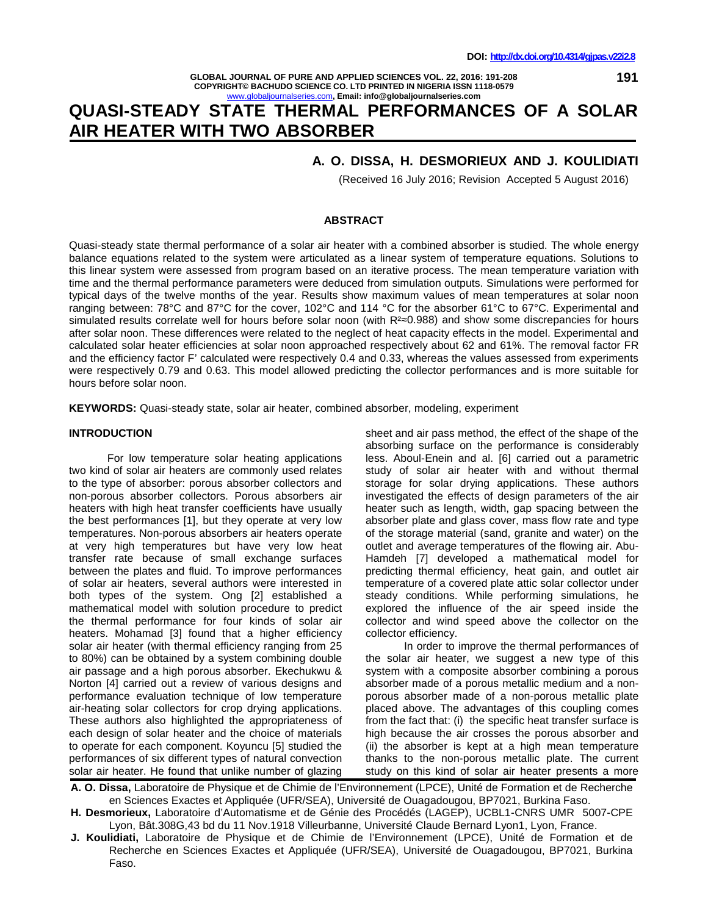# QUASI-STEADY STATE THERMAL PERFORMANCES OF A SOLAR AIR HEATER WITH TWO ABSORBER

## A. O. DISSA, H. DESMORIEUX AND J. KOULIDIATI

(Received 16 July 2016; Revision Accepted 5 August 2016)

### ABSTRACT

Quasi-steady state thermal performance of a solar air heater with a combined absorber is studied. The whole energy balance equations related to the system were articulated as a linear system of temperature equations. Solutions to this linear system were assessed from program based on an iterative process. The mean temperature variation with time and the thermal performance parameters were deduced from simulation outputs. Simulations were performed for typical days of the twelve months of the year. Results show maximum values of mean temperatures at solar noon ranging between: 78°C and 87°C for the cover, 102°C and 114 °C for the absorber 61°C to 67°C. Experimental and simulated results correlate well for hours before solar noon (with $R^2 \approx 0.988$) and show some discrepancies for hours after solar noon. These differences were related to the neglect of heat capacity effects in the model. Experimental and calculated solar heater efficiencies at solar noon approached respectively about 62 and 61%. The removal factor FR and the efficiency factor F' calculated were respectively 0.4 and 0.33, whereas the values assessed from experiments were respectively 0.79 and 0.63. This model allowed predicting the collector performances and is more suitable for hours before solar noon.

**KEYWORDS:** Quasi-steady state, solar air heater, combined absorber, modeling, experiment

### INTRODUCTION

For low temperature solar heating applications two kind of solar air heaters are commonly used relates to the type of absorber: porous absorber collectors and non-porous absorber collectors. Porous absorbers air heaters with high heat transfer coefficients have usually the best performances [1], but they operate at very low temperatures. Non-porous absorbers air heaters operate at very high temperatures but have very low heat transfer rate because of small exchange surfaces between the plates and fluid. To improve performances of solar air heaters, several authors were interested in both types of the system. Ong [2] established a mathematical model with solution procedure to predict the thermal performance for four kinds of solar air heaters. Mohamad [3] found that a higher efficiency solar air heater (with thermal efficiency ranging from 25 to 80%) can be obtained by a system combining double air passage and a high porous absorber. Ekechukwu & Norton [4] carried out a review of various designs and performance evaluation technique of low temperature air-heating solar collectors for crop drying applications. These authors also highlighted the appropriateness of each design of solar heater and the choice of materials to operate for each component. Koyuncu [5] studied the performances of six different types of natural convection solar air heater. He found that unlike number of glazing sheet and air pass method, the effect of the shape of the absorbing surface on the performance is considerably less. Aboul-Enein and al. [6] carried out a parametric study of solar air heater with and without thermal storage for solar drying applications. These authors investigated the effects of design parameters of the air heater such as length, width, gap spacing between the absorber plate and glass cover, mass flow rate and type of the storage material (sand, granite and water) on the outlet and average temperatures of the flowing air. Abu-Hamdeh [7] developed a mathematical model for predicting thermal efficiency, heat gain, and outlet air temperature of a covered plate attic solar collector under steady conditions. While performing simulations, he explored the influence of the air speed inside the collector and wind speed above the collector on the collector efficiency.

In order to improve the thermal performances of the solar air heater, we suggest a new type of this system with a composite absorber combining a porous absorber made of a porous metallic medium and a non-porous absorber made of a non-porous metallic plate placed above. The advantages of this coupling comes from the fact that: (i) the specific heat transfer surface is high because the air crosses the porous absorber and (ii) the absorber is kept at a high mean temperature thanks to the non-porous metallic plate. The current study on this kind of solar air heater presents a more

**A. O. Dissa,** Laboratoire de Physique et de Chimie de l'Environnement (LPCE), Unité de Formation et de Recherche en Sciences Exactes et Appliquée (UFR/SEA), Université de Ouagadougou, BP7021, Burkina Faso.

**H. Desmorieux,** Laboratoire d'Automatisme et de Génie des Procédés (LAGEP), UCBL1-CNRS UMR 5007-CPE Lyon, Bât.308G,43 bd du 11 Nov.1918 Villeurbanne, Université Claude Bernard Lyon1, Lyon, France.

**J. Koulidiati,** Laboratoire de Physique et de Chimie de l'Environnement (LPCE), Unité de Formation et de Recherche en Sciences Exactes et Appliquée (UFR/SEA), Université de Ouagadougou, BP7021, Burkina Faso.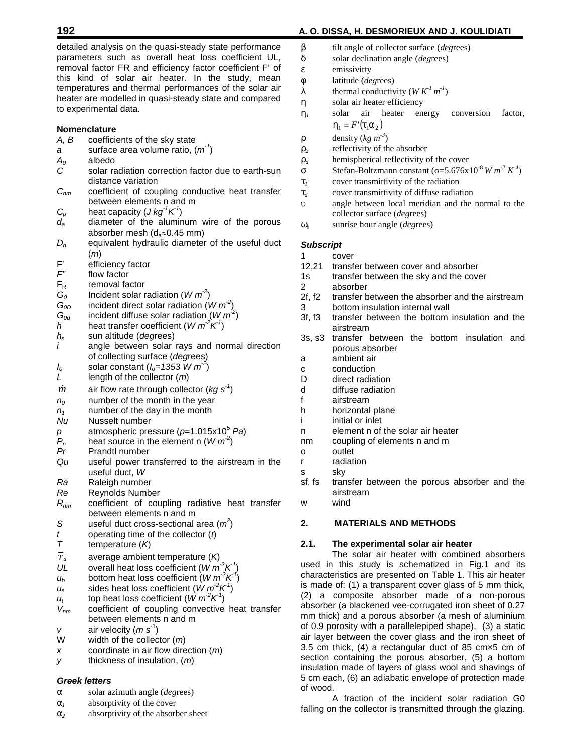detailed analysis on the quasi-steady state performance parameters such as overall heat loss coefficient UL, removal factor FR and efficiency factor coefficient F' of this kind of solar air heater. In the study, mean temperatures and thermal performances of the solar air heater are modelled in quasi-steady state and compared to experimental data.

### Nomenclature

- $A, B$ coefficients of the sky state
- $a$ surface area volume ratio, ($m^{-1}$)
- $A_0$ albedo
- $C$ solar radiation correction factor due to earth-sun distance variation
- $C_{nm}$ coefficient of coupling conductive heat transfer between elements n and m
- $C_p$ heat capacity ($J\,kg^{-1}K^{-1}$)
- $d_a$ diameter of the aluminum wire of the porous absorber mesh ($d_a \approx 0.45$ mm)
- $D_h$ equivalent hydraulic diameter of the useful duct ($m$)
- F' efficiency factor
- $F''$ flow factor
- $F_R$ removal factor
- $G_0$ Incident solar radiation ($W\,m^{-2}$)
- $G_{0D}$ incident direct solar radiation ($W\,m^{-2}$)
- $G_{0d}$ incident diffuse solar radiation ($W\,m^{-2}$)
- $h$ heat transfer coefficient ($W\,m^{-2}K^{-1}$)
- $h_s$ sun altitude (*deg*rees)
- $i$ angle between solar rays and normal direction of collecting surface (*deg*rees)
- $I_0$ solar constant ($I_o$=*1353* $W\,m^{-2}$)
- $L$ length of the collector ($m$)
- $\dot{m}$ air flow rate through collector ($kg\,s^{-1}$)
- $n_0$ number of the month in the year
- $n_1$ number of the day in the month
- $Nu$ Nusselt number
- $p$ atmospheric pressure ($p$=1.015x$10^5$ $Pa$)
- $P_n$ heat source in the element n ($W\,m^{-2}$)
- $Pr$ Prandtl number
- $Qu$ useful power transferred to the airstream in the useful duct, W
- $Ra$ Raleigh number
- $Re$ Reynolds Number
- $R_{nm}$ coefficient of coupling radiative heat transfer between elements n and m
- $S$ useful duct cross-sectional area ($m^2$)
- $t$ operating time of the collector ($t$)
- $T$ temperature ($K$)
- $\overline{T}_a$ average ambient temperature ($K$)
- $UL$ overall heat loss coefficient ($W\,m^{-2}K^{-1}$)
- $u_b$ bottom heat loss coefficient ($W\,m^{-2}K^{-1}$)
- $u_s$ sides heat loss coefficient ($W\,m^{-2}K^{-1}$)
- $u_t$ top heat loss coefficient ($W\,m^{-2}K^{-1}$)
- $V_{nm}$ coefficient of coupling convective heat transfer between elements n and m
- $v$ air velocity ($m\,s^{-1}$)
- W width of the collector ($m$)
- $x$ coordinate in air flow direction ($m$)
- $y$ thickness of insulation, ($m$)

### *Greek letters*

- $\alpha$ solar azimuth angle (*deg*rees)
- $\alpha_1$ absorptivity of the cover
- $\alpha_2$ absorptivity of the absorber sheet
- $\beta$ tilt angle of collector surface (*deg*rees)
- $\delta$ solar declination angle (*deg*rees)
- $\varepsilon$ emissivitty
- $\varphi$ latitude (*deg*rees)
- $\lambda$ thermal conductivity ($W\,K^{-1}\,m^{-1}$)
- $\eta$ solar air heater efficiency
- $\eta_1$ solar air heater energy conversion factor, $\eta_1 = F'(\tau_1\alpha_2)$
- $\rho$ density ($kg\,m^{-3}$)
- $\rho_2$ reflectivity of the absorber
- $\rho_d$ hemispherical reflectivity of the cover
- $\sigma$ Stefan-Boltzmann constant ($\sigma$=5.676x$10^{-8}$ $W\,m^{-2}\,K^{-4}$)
- $\tau_1$ cover transmittivity of the radiation
- $\tau_d$ cover transmittivity of diffuse radiation
- $\upsilon$ angle between local meridian and the normal to the collector surface (*deg*rees)
- $\omega_s$ sunrise hour angle (*deg*rees)

### *Subscript*

- 1 cover
- 12,21 transfer between cover and absorber
- 1s transfer between the sky and the cover
- 2 absorber
- 2f, f2 transfer between the absorber and the airstream
- 3 bottom insulation internal wall
- 3f, f3 transfer between the bottom insulation and the airstream
- 3s, s3 transfer between the bottom insulation and porous absorber
- a ambient air
- c conduction
- D direct radiation
- d diffuse radiation
- f airstream
- h horizontal plane
- i initial or inlet
- n element n of the solar air heater
- nm coupling of elements n and m
- o outlet
- r radiation
- s sky
- sf, fs transfer between the porous absorber and the airstream
- w wind

## 2. MATERIALS AND METHODS

### 2.1. The experimental solar air heater

The solar air heater with combined absorbers used in this study is schematized in Fig.1 and its characteristics are presented on Table 1. This air heater is made of: (1) a transparent cover glass of 5 mm thick, (2) a composite absorber made of a non-porous absorber (a blackened vee-corrugated iron sheet of 0.27 mm thick) and a porous absorber (a mesh of aluminium of 0.9 porosity with a parallelepiped shape), (3) a static air layer between the cover glass and the iron sheet of 3.5 cm thick, (4) a rectangular duct of 85 cm×5 cm of section containing the porous absorber, (5) a bottom insulation made of layers of glass wool and shavings of 5 cm each, (6) an adiabatic envelope of protection made of wood.

A fraction of the incident solar radiation G0 falling on the collector is transmitted through the glazing.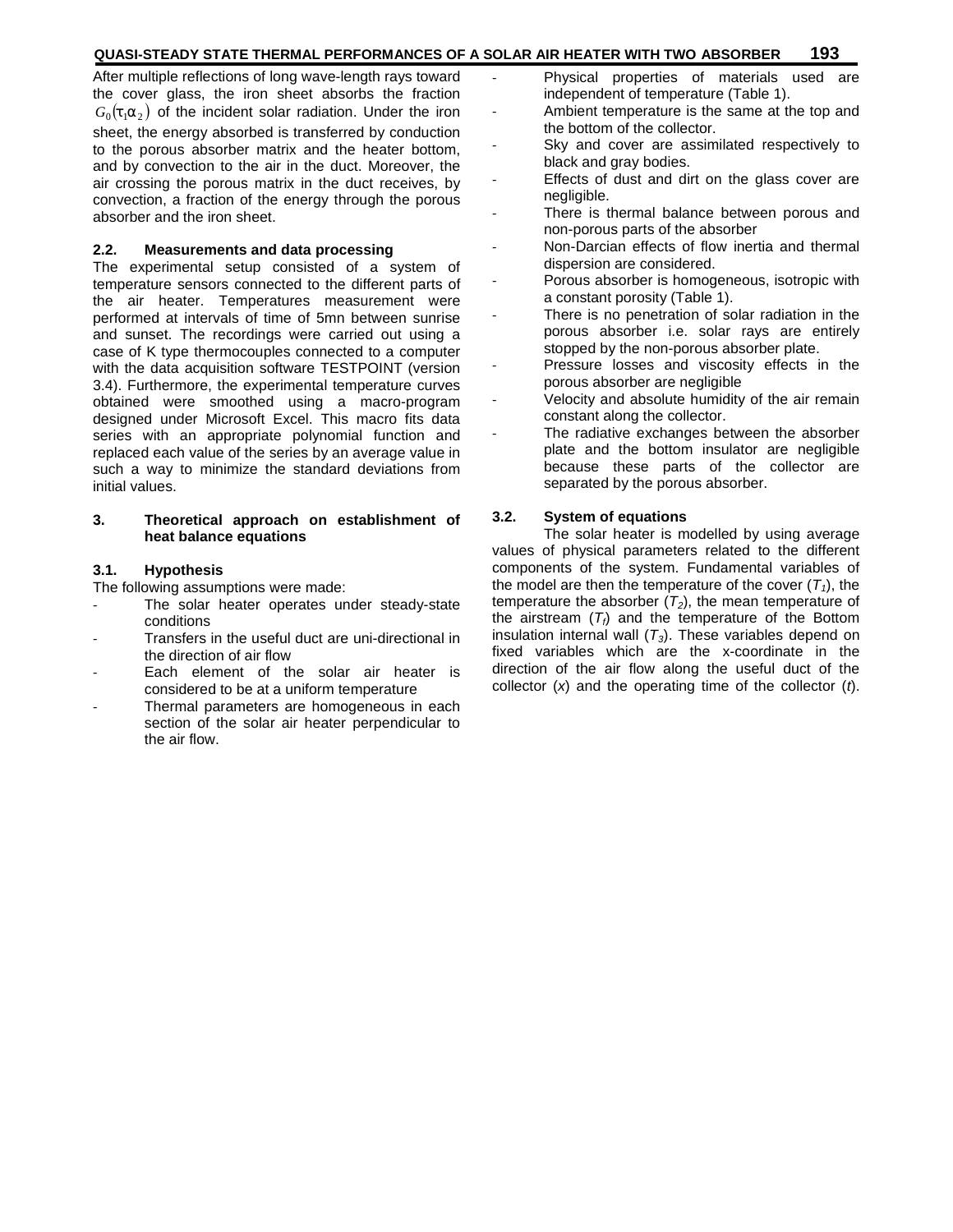After multiple reflections of long wave-length rays toward the cover glass, the iron sheet absorbs the fraction $G_0(\tau_1\alpha_2)$ of the incident solar radiation. Under the iron sheet, the energy absorbed is transferred by conduction to the porous absorber matrix and the heater bottom, and by convection to the air in the duct. Moreover, the air crossing the porous matrix in the duct receives, by convection, a fraction of the energy through the porous absorber and the iron sheet.

### 2.2. Measurements and data processing

The experimental setup consisted of a system of temperature sensors connected to the different parts of the air heater. Temperatures measurement were performed at intervals of time of 5mn between sunrise and sunset. The recordings were carried out using a case of K type thermocouples connected to a computer with the data acquisition software TESTPOINT (version 3.4). Furthermore, the experimental temperature curves obtained were smoothed using a macro-program designed under Microsoft Excel. This macro fits data series with an appropriate polynomial function and replaced each value of the series by an average value in such a way to minimize the standard deviations from initial values.

## 3. Theoretical approach on establishment of heat balance equations

### 3.1. Hypothesis

The following assumptions were made:

- The solar heater operates under steady-state conditions
- Transfers in the useful duct are uni-directional in the direction of air flow
- Each element of the solar air heater is considered to be at a uniform temperature
- Thermal parameters are homogeneous in each section of the solar air heater perpendicular to the air flow.
- Physical properties of materials used are independent of temperature (Table 1).
- Ambient temperature is the same at the top and the bottom of the collector.
- Sky and cover are assimilated respectively to black and gray bodies.
- Effects of dust and dirt on the glass cover are negligible.
- There is thermal balance between porous and non-porous parts of the absorber
- Non-Darcian effects of flow inertia and thermal dispersion are considered.
- Porous absorber is homogeneous, isotropic with a constant porosity (Table 1).
- There is no penetration of solar radiation in the porous absorber i.e. solar rays are entirely stopped by the non-porous absorber plate.
- Pressure losses and viscosity effects in the porous absorber are negligible
- Velocity and absolute humidity of the air remain constant along the collector.
- The radiative exchanges between the absorber plate and the bottom insulator are negligible because these parts of the collector are separated by the porous absorber.

### 3.2. System of equations

The solar heater is modelled by using average values of physical parameters related to the different components of the system. Fundamental variables of the model are then the temperature of the cover ($T_1$), the temperature the absorber ($T_2$), the mean temperature of the airstream ($T_f$) and the temperature of the Bottom insulation internal wall ($T_3$). These variables depend on fixed variables which are the x-coordinate in the direction of the air flow along the useful duct of the collector ($x$) and the operating time of the collector ($t$).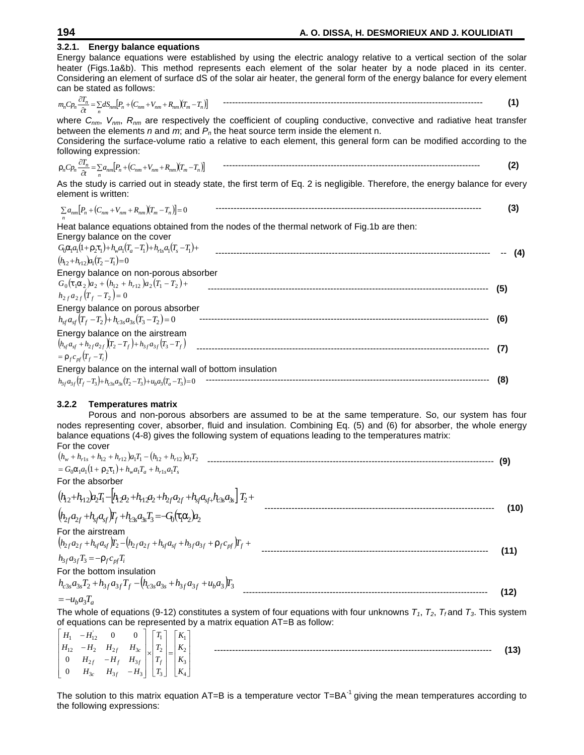### 3.2.1. Energy balance equations

Energy balance equations were established by using the electric analogy relative to a vertical section of the solar heater (Figs.1a&b). This method represents each element of the solar heater by a node placed in its center. Considering an element of surface dS of the solar air heater, the general form of the energy balance for every element can be stated as follows:

$$m_n Cp_n \frac{\partial T_n}{\partial t} = \sum_n dS_{nm}\left[P_n + \left(C_{nm} + V_{nm} + R_{nm}\right)\left(T_m - T_n\right)\right] \qquad (1)$$

where $C_{nm}$, $V_{nm}$, $R_{nm}$ are respectively the coefficient of coupling conductive, convective and radiative heat transfer between the elements $n$ and $m$; and $P_n$ the heat source term inside the element n.

Considering the surface-volume ratio a relative to each element, this general form can be modified according to the following expression:

$$\rho_n Cp_n \frac{\partial T_n}{\partial t} = \sum_n a_{nm}\left[P_n + \left(C_{nm} + V_{nm} + R_{nm}\right)\left(T_m - T_n\right)\right] \qquad (2)$$

As the study is carried out in steady state, the first term of Eq. 2 is negligible. Therefore, the energy balance for every element is written:

$$\sum_n a_{nm}\left[P_n + \left(C_{nm} + V_{nm} + R_{nm}\right)\left(T_m - T_n\right)\right] = 0 \qquad (3)$$

Heat balance equations obtained from the nodes of the thermal network of Fig.1b are then:

Energy balance on the cover

$$G_0\alpha_1 a_1\left(1+\rho_2\tau_1\right) + h_w a_1\left(T_a - T_1\right) + h_{r1s} a_1\left(T_s - T_1\right) + \left(h_{12} + h_{r12}\right)a_1\left(T_2 - T_1\right) = 0 \qquad (4)$$

Energy balance on non-porous absorber

$$G_0\left(\tau_1\alpha_2\right)a_2 + \left(h_{12} + h_{r12}\right)a_2\left(T_1 - T_2\right) + h_{2f} a_{2f}\left(T_f - T_2\right) = 0 \qquad (5)$$

Energy balance on porous absorber

$$h_{sf} a_{sf}\left(T_f - T_2\right) + h_{c3s} a_{3s}\left(T_3 - T_2\right) = 0 \qquad (6)$$

Energy balance on the airstream

$$\left(h_{sf} a_{sf} + h_{2f} a_{2f}\right)\left(T_2 - T_f\right) + h_{3f} a_{3f}\left(T_3 - T_f\right) = \rho_f c_{pf}\left(T_f - T_i\right) \qquad (7)$$

Energy balance on the internal wall of bottom insulation

$$h_{3f} a_{3f}\left(T_f - T_3\right) + h_{c3s} a_{3s}\left(T_2 - T_3\right) + u_b a_3\left(T_a - T_3\right) = 0 \qquad (8)$$

### 3.2.2 Temperatures matrix

Porous and non-porous absorbers are assumed to be at the same temperature. So, our system has four nodes representing cover, absorber, fluid and insulation. Combining Eq. (5) and (6) for absorber, the whole energy balance equations (4-8) gives the following system of equations leading to the temperatures matrix:

For the cover

$$\left(h_w + h_{r1s} + h_{12} + h_{r12}\right)a_1 T_1 - \left(h_{12} + h_{r12}\right)a_1 T_2 = G_0\alpha_1 a_1\left(1 + \rho_2\tau_1\right) + h_w a_1 T_a + h_{r1s} a_1 T_s \qquad (9)$$

For the absorber

$$\left(h_{12} + h_{r12}\right)a_2 T_1 - \left[h_{12} a_2 + h_{r12} a_2 + h_{2f} a_{2f} + h_{sf} a_{sf} + h_{c3s} a_{3s}\right]T_2 + \left(h_{2f} a_{2f} + h_{sf} a_{sf}\right)T_f + h_{c3s} a_{3s} T_3 = -G_0\left(\tau_1\alpha_2\right)a_2 \qquad (10)$$

For the airstream

$$\left(h_{2f} a_{2f} + h_{sf} a_{sf}\right)T_2 - \left(h_{2f} a_{2f} + h_{sf} a_{sf} + h_{3f} a_{3f} + \rho_f c_{pf}\right)T_f + h_{3f} a_{3f} T_3 = -\rho_f c_{pf} T_i \qquad (11)$$

For the bottom insulation

$$h_{c3s} a_{3s} T_2 + h_{3f} a_{3f} T_f - \left(h_{c3s} a_{3s} + h_{3f} a_{3f} + u_b a_3\right)T_3 = -u_b a_3 T_a \qquad (12)$$

The whole of equations (9-12) constitutes a system of four equations with four unknowns $T_1$, $T_2$, $T_f$ and $T_3$. This system of equations can be represented by a matrix equation AT=B as follow:

$$\begin{bmatrix} H_1 & -H'_{12} & 0 & 0 \\ H_{12} & -H_2 & H_{2f} & H_{3c} \\ 0 & H_{2f} & -H_f & H_{3f} \\ 0 & H_{3c} & H_{3f} & -H_3 \end{bmatrix} \times \begin{bmatrix} T_1 \\ T_2 \\ T_f \\ T_3 \end{bmatrix} = \begin{bmatrix} K_1 \\ K_2 \\ K_3 \\ K_4 \end{bmatrix} \qquad (13)$$

The solution to this matrix equation AT=B is a temperature vector $T=BA^{-1}$ giving the mean temperatures according to the following expressions: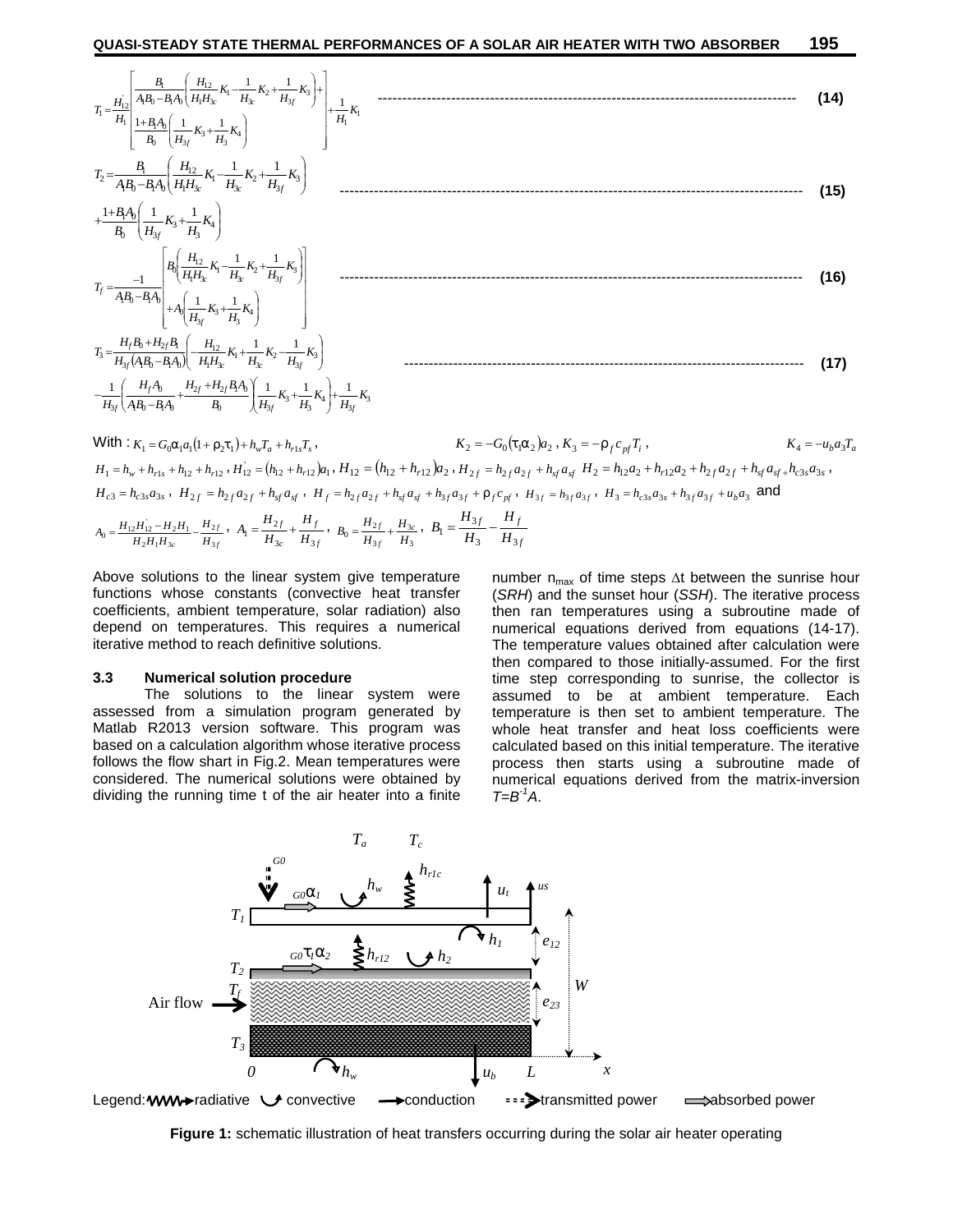$$T_1 = \frac{H_{12}'}{H_1}\left[\begin{array}{l}\dfrac{B_1}{A_1B_0 - B_1A_0}\left(\dfrac{H_{12}}{H_1H_{3c}}K_1 - \dfrac{1}{H_{3c}}K_2 + \dfrac{1}{H_{3f}}K_3\right) + \\ \dfrac{1+B_1A_0}{B_0}\left(\dfrac{1}{H_{3f}}K_3 + \dfrac{1}{H_3}K_4\right)\end{array}\right] + \frac{1}{H_1}K_1 \quad (14)$$

$$T_2 = \frac{B_1}{A_1B_0 - B_1A_0}\left(\frac{H_{12}}{H_1H_{3c}}K_1 - \frac{1}{H_{3c}}K_2 + \frac{1}{H_{3f}}K_3\right) + \frac{1+B_1A_0}{B_0}\left(\frac{1}{H_{3f}}K_3 + \frac{1}{H_3}K_4\right) \quad (15)$$

$$T_f = \frac{-1}{A_1B_0 - B_1A_0}\left[\begin{array}{l}B_0\left(\dfrac{H_{12}}{H_1H_{3c}}K_1 - \dfrac{1}{H_{3c}}K_2 + \dfrac{1}{H_{3f}}K_3\right) \\ +A_0\left(\dfrac{1}{H_{3f}}K_3 + \dfrac{1}{H_3}K_4\right)\end{array}\right] \quad (16)$$

$$T_3 = \frac{H_fB_0 + H_{2f}B_1}{H_{3f}(A_1B_0 - B_1A_0)}\left(-\frac{H_{12}}{H_1H_{3c}}K_1 + \frac{1}{H_{3c}}K_2 - \frac{1}{H_{3f}}K_3\right) - \frac{1}{H_{3f}}\left(\frac{H_fA_0}{A_1B_0 - B_1A_0} + \frac{H_{2f} + H_{2f}B_1A_0}{B_0}\right)\left(\frac{1}{H_{3f}}K_3 + \frac{1}{H_3}K_4\right) + \frac{1}{H_{3f}}K_3 \quad (17)$$

With : $K_1 = G_0\alpha_1 a_1(1+\rho_2\tau_1) + h_w T_a + h_{r1s}T_s$ , $K_2 = -G_0(\tau_1\alpha_2)a_2$ , $K_3 = -\rho_f c_{pf} T_i$ , $K_4 = -u_b a_3 T_a$

$H_1 = h_w + h_{r1s} + h_{12} + h_{r12}$ , $H_{12}' = (h_{12} + h_{r12})a_1$ , $H_{12} = (h_{12} + h_{r12})a_2$ , $H_{2f} = h_{2f}a_{2f} + h_{sf}a_{sf}$ $H_2 = h_{12}a_2 + h_{r12}a_2 + h_{2f}a_{2f} + h_{sf}a_{sf} + h_{c3s}a_{3s}$ ,

$H_{c3} = h_{c3s}a_{3s}$ , $H_{2f} = h_{2f}a_{2f} + h_{sf}a_{sf}$ , $H_f = h_{2f}a_{2f} + h_{sf}a_{sf} + h_{3f}a_{3f} + \rho_f c_{pf}$ , $H_{3f} = h_{3f}a_{3f}$ , $H_3 = h_{c3s}a_{3s} + h_{3f}a_{3f} + u_b a_3$ and

$A_0 = \dfrac{H_{12}H_{12}' - H_2H_1}{H_2H_1H_{3c}} - \dfrac{H_{2f}}{H_{3f}}$ , $A_1 = \dfrac{H_{2f}}{H_{3c}} + \dfrac{H_f}{H_{3f}}$ , $B_0 = \dfrac{H_{2f}}{H_{3f}} + \dfrac{H_{3c}}{H_3}$ , $B_1 = \dfrac{H_{3f}}{H_3} - \dfrac{H_f}{H_{3f}}$

Above solutions to the linear system give temperature functions whose constants (convective heat transfer coefficients, ambient temperature, solar radiation) also depend on temperatures. This requires a numerical iterative method to reach definitive solutions.

### 3.3 Numerical solution procedure

The solutions to the linear system were assessed from a simulation program generated by Matlab R2013 version software. This program was based on a calculation algorithm whose iterative process follows the flow shart in Fig.2. Mean temperatures were considered. The numerical solutions were obtained by dividing the running time t of the air heater into a finite number $n_{max}$ of time steps $\Delta t$ between the sunrise hour (*SRH*) and the sunset hour (*SSH*). The iterative process then ran temperatures using a subroutine made of numerical equations derived from equations (14-17). The temperature values obtained after calculation were then compared to those initially-assumed. For the first time step corresponding to sunrise, the collector is assumed to be at ambient temperature. Each temperature is then set to ambient temperature. The whole heat transfer and heat loss coefficients were calculated based on this initial temperature. The iterative process then starts using a subroutine made of numerical equations derived from the matrix-inversion $T=B^{-1}A$.

Legend: radiative, convective, conduction, transmitted power, absorbed power

**Figure 1:** schematic illustration of heat transfers occurring during the solar air heater operating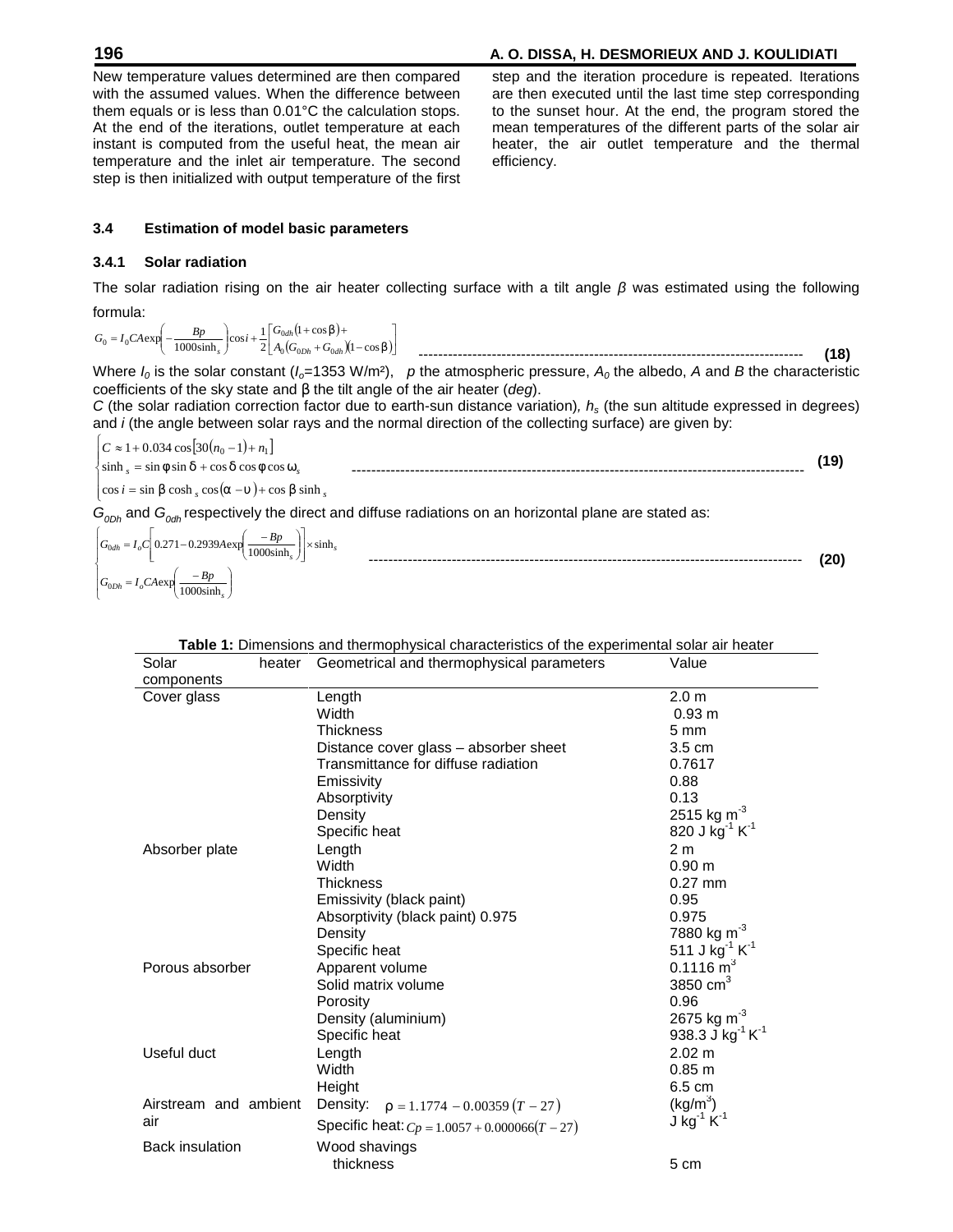New temperature values determined are then compared with the assumed values. When the difference between them equals or is less than 0.01°C the calculation stops. At the end of the iterations, outlet temperature at each instant is computed from the useful heat, the mean air temperature and the inlet air temperature. The second step is then initialized with output temperature of the first step and the iteration procedure is repeated. Iterations are then executed until the last time step corresponding to the sunset hour. At the end, the program stored the mean temperatures of the different parts of the solar air heater, the air outlet temperature and the thermal efficiency.

### 3.4 Estimation of model basic parameters

#### 3.4.1 Solar radiation

The solar radiation rising on the air heater collecting surface with a tilt angle $\beta$ was estimated using the following formula:

$$G_0 = I_0 CA \exp\left(-\frac{Bp}{1000 \sinh_s}\right)\cos i + \frac{1}{2}\left[\begin{matrix} G_{0dh}(1+\cos\beta) + \\ A_0(G_{0Dh}+G_{0dh})(1-\cos\beta) \end{matrix}\right] \quad \text{(18)}$$

Where $I_0$ is the solar constant ($I_o$=1353 W/m²), $p$ the atmospheric pressure, $A_0$ the albedo, $A$ and $B$ the characteristic coefficients of the sky state and β the tilt angle of the air heater (*deg*).

$C$ (the solar radiation correction factor due to earth-sun distance variation), $h_s$ (the sun altitude expressed in degrees) and $i$ (the angle between solar rays and the normal direction of the collecting surface) are given by:

$$\begin{cases} C \approx 1 + 0.034\cos\left[30(n_0 - 1) + n_1\right] \\ \sinh_s = \sin\phi\sin\delta + \cos\delta\cos\phi\cos\omega_s \\ \cos i = \sin\beta\cosh_s\cos(\alpha - \upsilon) + \cos\beta\sinh_s \end{cases} \quad \text{(19)}$$

$G_{0Dh}$ and $G_{0dh}$ respectively the direct and diffuse radiations on an horizontal plane are stated as:

$$\begin{cases} G_{0dh} = I_o C\left[0.271 - 0.2939 A \exp\left(\frac{-Bp}{1000\sinh_s}\right)\right] \times \sinh_s \\ G_{0Dh} = I_o CA \exp\left(\frac{-Bp}{1000\sinh_s}\right) \end{cases} \quad \text{(20)}$$

**Table 1:** Dimensions and thermophysical characteristics of the experimental solar air heater

| Solar heater components | Geometrical and thermophysical parameters | Value |
|---|---|---|
| Cover glass | Length | 2.0 m |
| | Width | 0.93 m |
| | Thickness | 5 mm |
| | Distance cover glass – absorber sheet | 3.5 cm |
| | Transmittance for diffuse radiation | 0.7617 |
| | Emissivity | 0.88 |
| | Absorptivity | 0.13 |
| | Density | 2515 kg m$^{-3}$ |
| | Specific heat | 820 J kg$^{-1}$ K$^{-1}$ |
| Absorber plate | Length | 2 m |
| | Width | 0.90 m |
| | Thickness | 0.27 mm |
| | Emissivity (black paint) | 0.95 |
| | Absorptivity (black paint) 0.975 | 0.975 |
| | Density | 7880 kg m$^{-3}$ |
| | Specific heat | 511 J kg$^{-1}$ K$^{-1}$ |
| Porous absorber | Apparent volume | 0.1116 m$^3$ |
| | Solid matrix volume | 3850 cm$^3$ |
| | Porosity | 0.96 |
| | Density (aluminium) | 2675 kg m$^{-3}$ |
| | Specific heat | 938.3 J kg$^{-1}$ K$^{-1}$ |
| Useful duct | Length | 2.02 m |
| | Width | 0.85 m |
| | Height | 6.5 cm |
| Airstream and ambient air | Density: $\rho = 1.1774 - 0.00359(T - 27)$ | (kg/m$^3$) |
| | Specific heat: $Cp = 1.0057 + 0.000066(T - 27)$ | J kg$^{-1}$ K$^{-1}$ |
| Back insulation | Wood shavings thickness | 5 cm |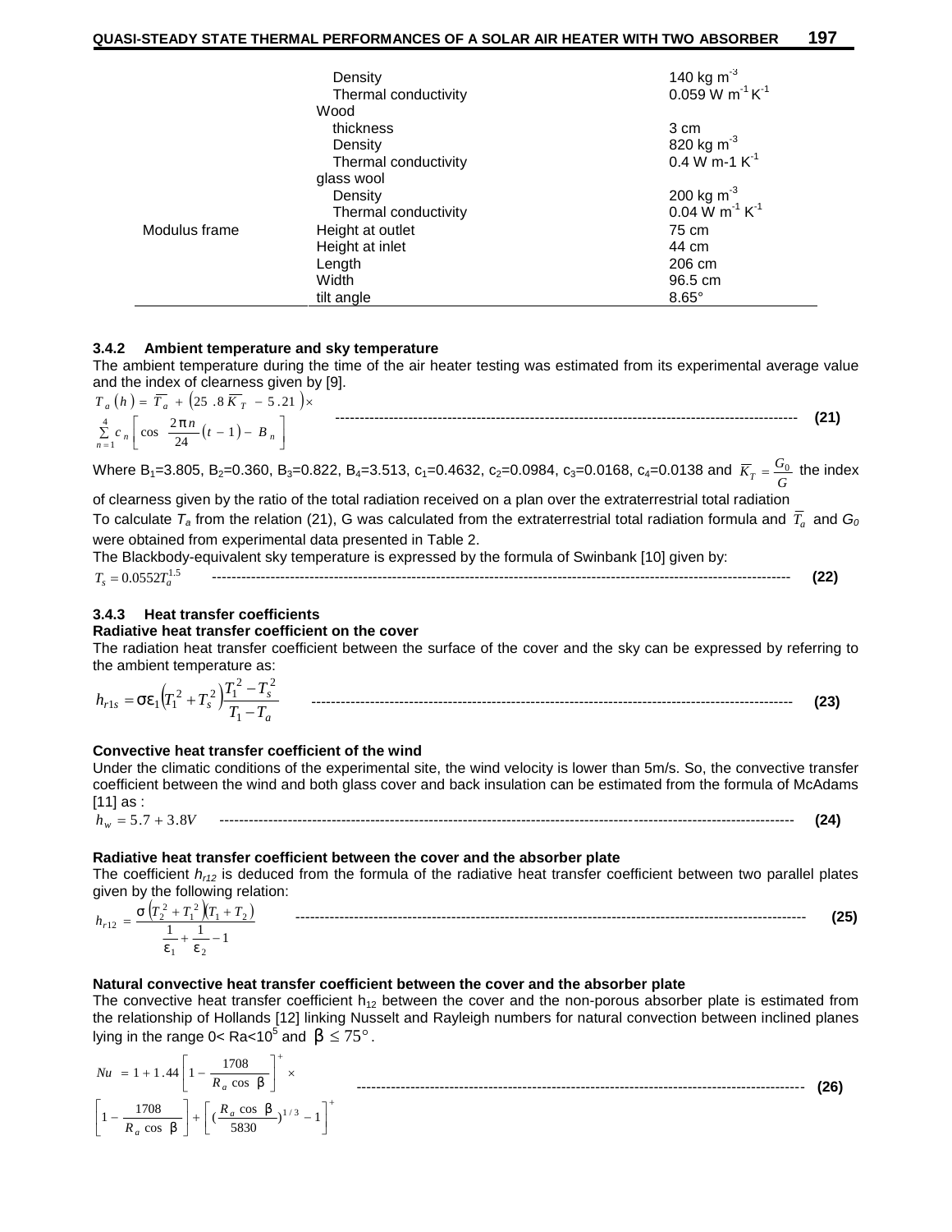|  |  |  |
|---|---|---|
|  | Density | 140 kg m$^{-3}$ |
|  | Thermal conductivity | 0.059 W m$^{-1}$ K$^{-1}$ |
|  | Wood |  |
|  | thickness | 3 cm |
|  | Density | 820 kg m$^{-3}$ |
|  | Thermal conductivity | 0.4 W m-1 K$^{-1}$ |
|  | glass wool |  |
|  | Density | 200 kg m$^{-3}$ |
|  | Thermal conductivity | 0.04 W m$^{-1}$ K$^{-1}$ |
| Modulus frame | Height at outlet | 75 cm |
|  | Height at inlet | 44 cm |
|  | Length | 206 cm |
|  | Width | 96.5 cm |
|  | tilt angle | 8.65° |

### 3.4.2 Ambient temperature and sky temperature

The ambient temperature during the time of the air heater testing was estimated from its experimental average value and the index of clearness given by [9].

$$T_a(h) = \overline{T_a} + \left(25.8\,\overline{K_T} - 5.21\right) \times \sum_{n=1}^{4} c_n \left[\cos\frac{2\pi n}{24}(t-1) - B_n\right] \tag{21}$$

Where B$_1$=3.805, B$_2$=0.360, B$_3$=0.822, B$_4$=3.513, c$_1$=0.4632, c$_2$=0.0984, c$_3$=0.0168, c$_4$=0.0138 and $\overline{K_T} = \frac{G_0}{G}$ the index of clearness given by the ratio of the total radiation received on a plan over the extraterrestrial total radiation

To calculate $T_a$ from the relation (21), G was calculated from the extraterrestrial total radiation formula and $\overline{T_a}$ and $G_0$ were obtained from experimental data presented in Table 2.

The Blackbody-equivalent sky temperature is expressed by the formula of Swinbank [10] given by:

$$T_s = 0.0552 T_a^{1.5} \tag{22}$$

### 3.4.3 Heat transfer coefficients

**Radiative heat transfer coefficient on the cover**

The radiation heat transfer coefficient between the surface of the cover and the sky can be expressed by referring to the ambient temperature as:

$$h_{r1s} = \sigma\varepsilon_1\left(T_1^2 + T_s^2\right)\frac{T_1^2 - T_s^2}{T_1 - T_a} \tag{23}$$

**Convective heat transfer coefficient of the wind**

Under the climatic conditions of the experimental site, the wind velocity is lower than 5m/s. So, the convective transfer coefficient between the wind and both glass cover and back insulation can be estimated from the formula of McAdams [11] as :

$$h_w = 5.7 + 3.8V \tag{24}$$

**Radiative heat transfer coefficient between the cover and the absorber plate**

The coefficient $h_{r12}$ is deduced from the formula of the radiative heat transfer coefficient between two parallel plates given by the following relation:

$$h_{r12} = \frac{\sigma\left(T_2^2 + T_1^2\right)\left(T_1 + T_2\right)}{\frac{1}{\varepsilon_1} + \frac{1}{\varepsilon_2} - 1} \tag{25}$$

**Natural convective heat transfer coefficient between the cover and the absorber plate**

The convective heat transfer coefficient $h_{12}$ between the cover and the non-porous absorber plate is estimated from the relationship of Hollands [12] linking Nusselt and Rayleigh numbers for natural convection between inclined planes lying in the range 0< Ra<10$^5$ and $\beta \le 75°$.

$$Nu = 1 + 1.44\left[1 - \frac{1708}{R_a\cos\beta}\right]^{+} \times \left[1 - \frac{1708}{R_a\cos\beta}\right] + \left[\left(\frac{R_a\cos\beta}{5830}\right)^{1/3} - 1\right]^{+} \tag{26}$$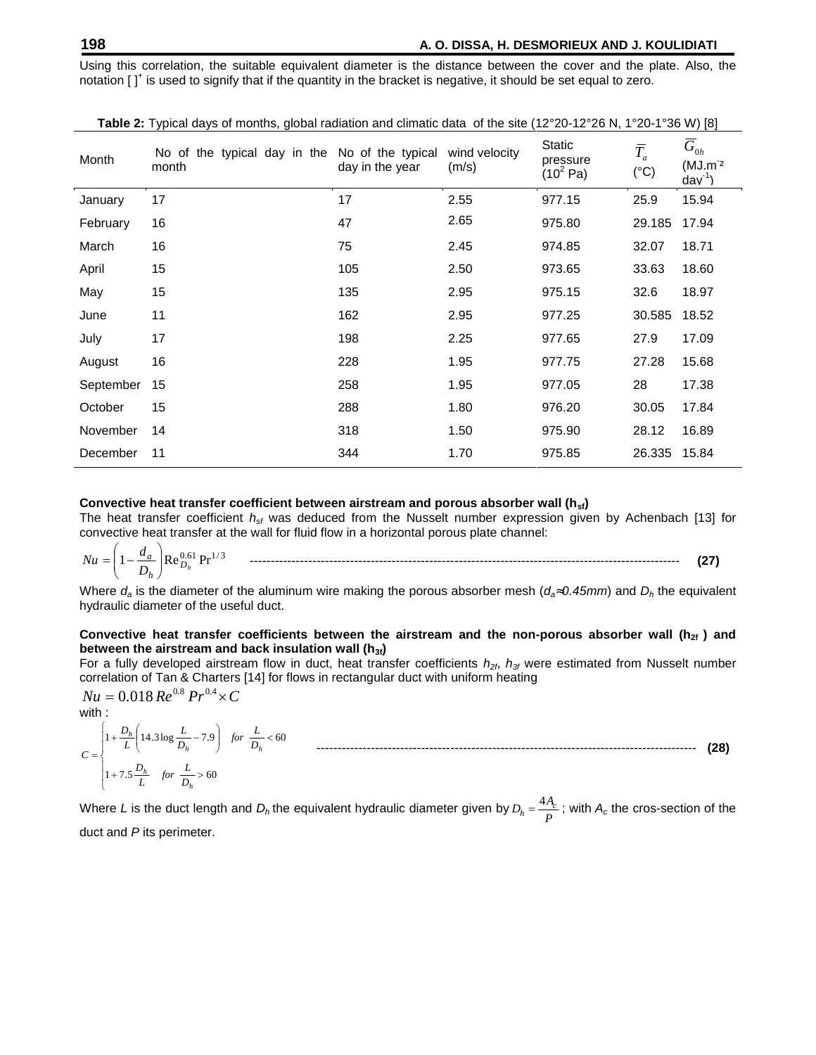Using this correlation, the suitable equivalent diameter is the distance between the cover and the plate. Also, the notation $[\,]^+$ is used to signify that if the quantity in the bracket is negative, it should be set equal to zero.

**Table 2:** Typical days of months, global radiation and climatic data of the site (12°20-12°26 N, 1°20-1°36 W) [8]

| Month | No of the typical day in the month | No of the typical day in the year | wind velocity (m/s) | Static pressure ($10^2$ Pa) | $\overline{T}_a$ (°C) | $\overline{G}_{0h}$ (MJ.m$^{-2}$ day$^{-1}$) |
|---|---|---|---|---|---|---|
| January | 17 | 17 | 2.55 | 977.15 | 25.9 | 15.94 |
| February | 16 | 47 | 2.65 | 975.80 | 29.185 | 17.94 |
| March | 16 | 75 | 2.45 | 974.85 | 32.07 | 18.71 |
| April | 15 | 105 | 2.50 | 973.65 | 33.63 | 18.60 |
| May | 15 | 135 | 2.95 | 975.15 | 32.6 | 18.97 |
| June | 11 | 162 | 2.95 | 977.25 | 30.585 | 18.52 |
| July | 17 | 198 | 2.25 | 977.65 | 27.9 | 17.09 |
| August | 16 | 228 | 1.95 | 977.75 | 27.28 | 15.68 |
| September | 15 | 258 | 1.95 | 977.05 | 28 | 17.38 |
| October | 15 | 288 | 1.80 | 976.20 | 30.05 | 17.84 |
| November | 14 | 318 | 1.50 | 975.90 | 28.12 | 16.89 |
| December | 11 | 344 | 1.70 | 975.85 | 26.335 | 15.84 |

**Convective heat transfer coefficient between airstream and porous absorber wall ($h_{sf}$)**

The heat transfer coefficient $h_{sf}$ was deduced from the Nusselt number expression given by Achenbach [13] for convective heat transfer at the wall for fluid flow in a horizontal porous plate channel:

$$Nu = \left(1 - \frac{d_a}{D_h}\right)\mathrm{Re}_{D_h}^{0.61}\,\mathrm{Pr}^{1/3} \quad \text{(27)}$$

Where $d_a$ is the diameter of the aluminum wire making the porous absorber mesh ($d_a \approx 0.45mm$) and $D_h$ the equivalent hydraulic diameter of the useful duct.

**Convective heat transfer coefficients between the airstream and the non-porous absorber wall ($h_{2f}$) and between the airstream and back insulation wall ($h_{3f}$)**

For a fully developed airstream flow in duct, heat transfer coefficients $h_{2f}$, $h_{3f}$ were estimated from Nusselt number correlation of Tan & Charters [14] for flows in rectangular duct with uniform heating

$$Nu = 0.018\,Re^{0.8}\,Pr^{0.4} \times C$$

with :

$$C = \begin{cases} 1 + \dfrac{D_h}{L}\left(14.3\log\dfrac{L}{D_h} - 7.9\right) & for\ \dfrac{L}{D_h} < 60 \\[2ex] 1 + 7.5\dfrac{D_h}{L} & for\ \dfrac{L}{D_h} > 60 \end{cases} \quad \text{(28)}$$

Where $L$ is the duct length and $D_h$ the equivalent hydraulic diameter given by $D_h = \dfrac{4A_c}{P}$ ; with $A_c$ the cros-section of the duct and $P$ its perimeter.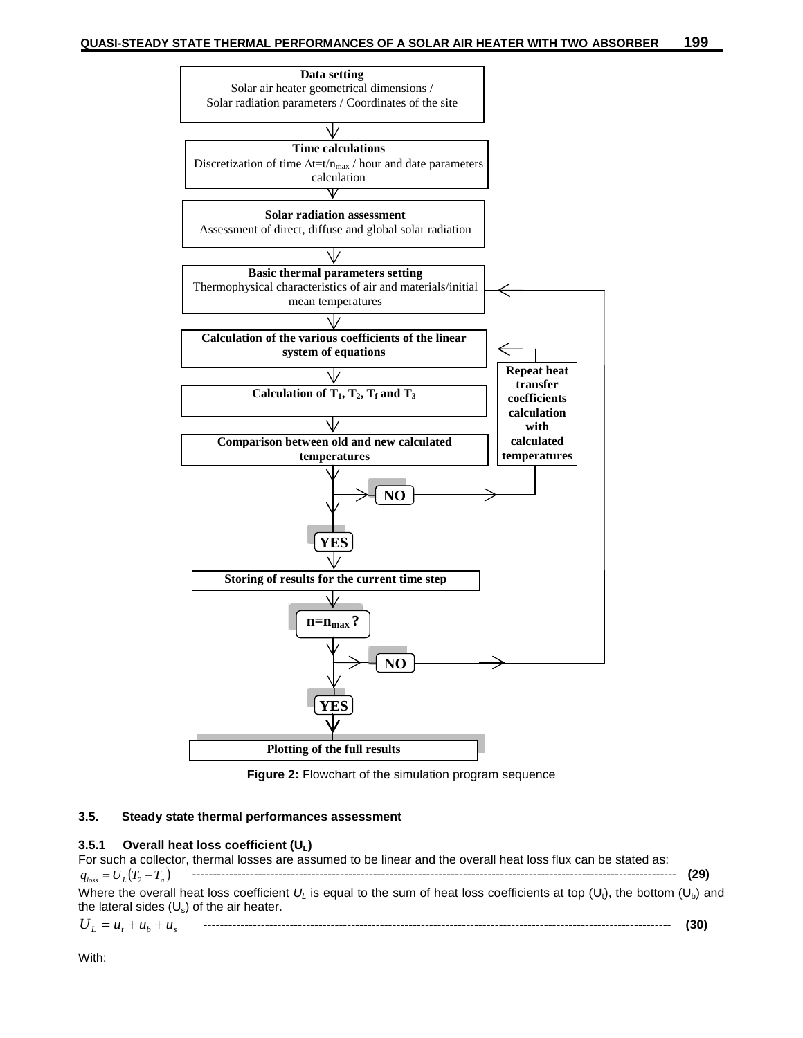**Data setting**
Solar air heater geometrical dimensions / Solar radiation parameters / Coordinates of the site

**Time calculations**
Discretization of time $\Delta t = t/n_{max}$ / hour and date parameters calculation

**Solar radiation assessment**
Assessment of direct, diffuse and global solar radiation

**Basic thermal parameters setting**
Thermophysical characteristics of air and materials/initial mean temperatures

**Calculation of the various coefficients of the linear system of equations**

**Calculation of $T_1$, $T_2$, $T_f$ and $T_3$**

**Comparison between old and new calculated temperatures**

**NO** → **Repeat heat transfer coefficients calculation with calculated temperatures**

**YES**

**Storing of results for the current time step**

**$n = n_{max}$ ?**

**NO**

**YES**

**Plotting of the full results**

**Figure 2:** Flowchart of the simulation program sequence

### 3.5. Steady state thermal performances assessment

#### 3.5.1 Overall heat loss coefficient ($U_L$)

For such a collector, thermal losses are assumed to be linear and the overall heat loss flux can be stated as:

$$q_{loss} = U_L (T_2 - T_a) \qquad \textbf{(29)}$$

Where the overall heat loss coefficient $U_L$ is equal to the sum of heat loss coefficients at top ($U_t$), the bottom ($U_b$) and the lateral sides ($U_s$) of the air heater.

$$U_L = u_t + u_b + u_s \qquad \textbf{(30)}$$

With: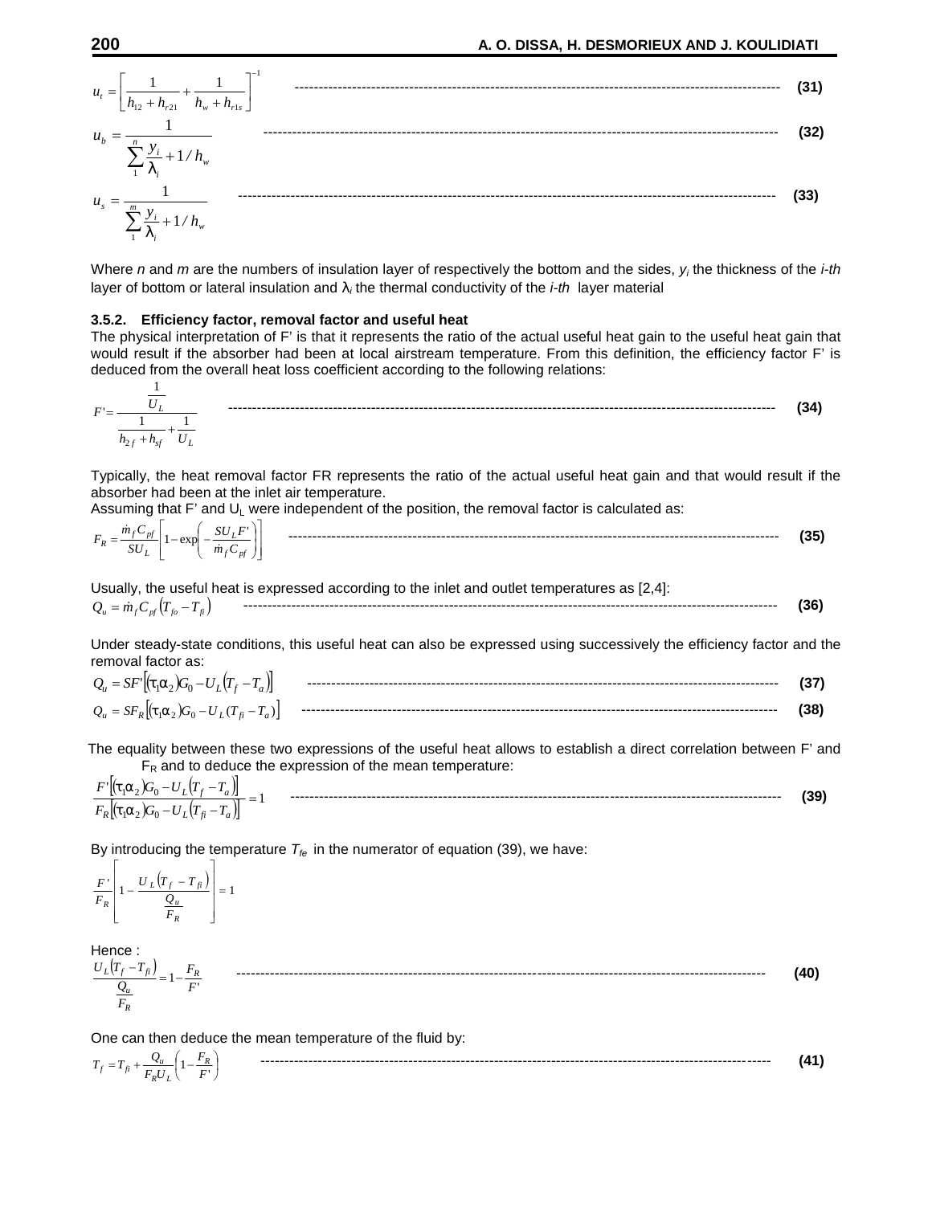$$u_t = \left[ \frac{1}{h_{12} + h_{r21}} + \frac{1}{h_w + h_{r1s}} \right]^{-1} \quad (31)$$

$$u_b = \frac{1}{\sum_{1}^{n} \frac{y_i}{\lambda_i} + 1/h_w} \quad (32)$$

$$u_s = \frac{1}{\sum_{1}^{m} \frac{y_i}{\lambda_i} + 1/h_w} \quad (33)$$

Where *n* and *m* are the numbers of insulation layer of respectively the bottom and the sides, $y_i$ the thickness of the *i-th* layer of bottom or lateral insulation and $\lambda_i$ the thermal conductivity of the *i-th* layer material

### 3.5.2. Efficiency factor, removal factor and useful heat

The physical interpretation of F' is that it represents the ratio of the actual useful heat gain to the useful heat gain that would result if the absorber had been at local airstream temperature. From this definition, the efficiency factor F' is deduced from the overall heat loss coefficient according to the following relations:

$$F' = \frac{\frac{1}{U_L}}{\frac{1}{h_{2f} + h_{sf}} + \frac{1}{U_L}} \quad (34)$$

Typically, the heat removal factor FR represents the ratio of the actual useful heat gain and that would result if the absorber had been at the inlet air temperature.

Assuming that F' and $U_L$ were independent of the position, the removal factor is calculated as:

$$F_R = \frac{\dot{m}_f C_{pf}}{SU_L} \left[ 1 - \exp\left( -\frac{SU_L F'}{\dot{m}_f C_{pf}} \right) \right] \quad (35)$$

Usually, the useful heat is expressed according to the inlet and outlet temperatures as [2,4]:

$$Q_u = \dot{m}_f C_{pf} \left( T_{fo} - T_{fi} \right) \quad (36)$$

Under steady-state conditions, this useful heat can also be expressed using successively the efficiency factor and the removal factor as:

$$Q_u = SF' \left[ (\tau_1 \alpha_2) G_0 - U_L \left( T_f - T_a \right) \right] \quad (37)$$

$$Q_u = SF_R \left[ (\tau_1 \alpha_2) G_0 - U_L (T_{fi} - T_a) \right] \quad (38)$$

The equality between these two expressions of the useful heat allows to establish a direct correlation between F' and $F_R$ and to deduce the expression of the mean temperature:

$$\frac{F' \left[ (\tau_1 \alpha_2) G_0 - U_L \left( T_f - T_a \right) \right]}{F_R \left[ (\tau_1 \alpha_2) G_0 - U_L \left( T_{fi} - T_a \right) \right]} = 1 \quad (39)$$

By introducing the temperature $T_{fe}$ in the numerator of equation (39), we have:

$$\frac{F'}{F_R} \left[ 1 - \frac{U_L \left( T_f - T_{fi} \right)}{\frac{Q_u}{F_R}} \right] = 1$$

Hence :

$$\frac{U_L \left( T_f - T_{fi} \right)}{\frac{Q_u}{F_R}} = 1 - \frac{F_R}{F'} \quad (40)$$

One can then deduce the mean temperature of the fluid by:

$$T_f = T_{fi} + \frac{Q_u}{F_R U_L} \left( 1 - \frac{F_R}{F'} \right) \quad (41)$$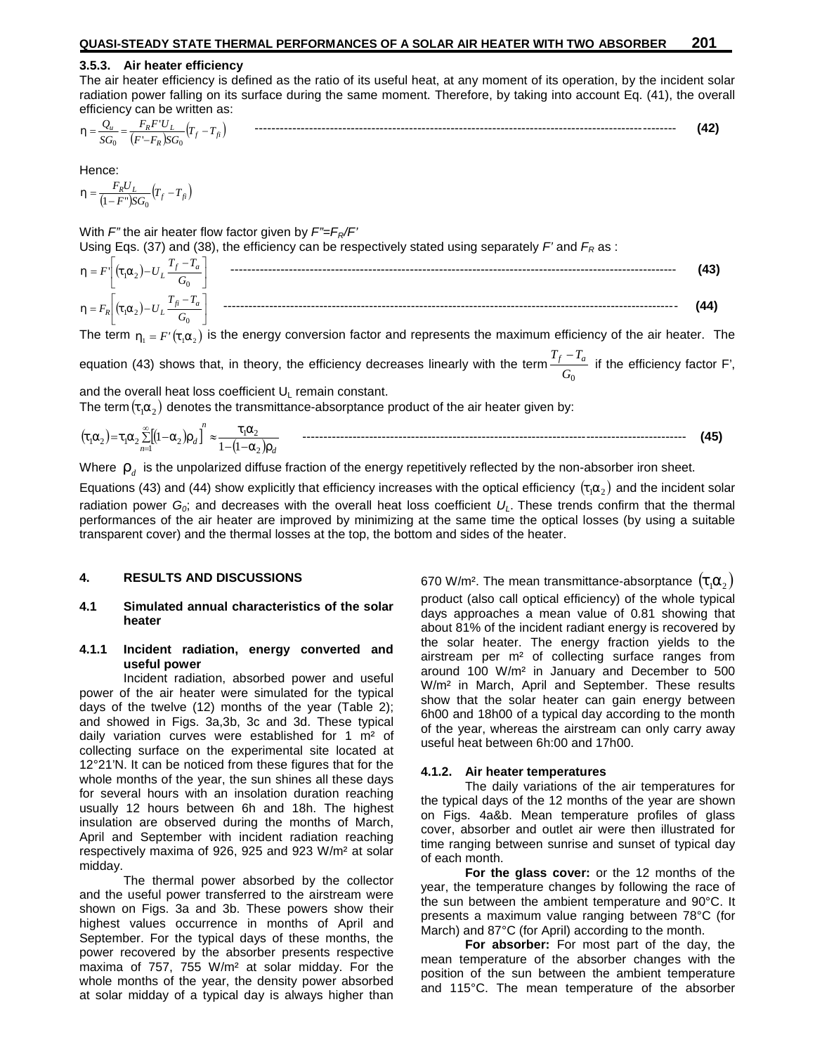#### 3.5.3. Air heater efficiency

The air heater efficiency is defined as the ratio of its useful heat, at any moment of its operation, by the incident solar radiation power falling on its surface during the same moment. Therefore, by taking into account Eq. (41), the overall efficiency can be written as:

$$\eta = \frac{Q_u}{SG_0} = \frac{F_R F' U_L}{(F' - F_R) SG_0}\left(T_f - T_{fi}\right) \quad (42)$$

Hence:

$$\eta = \frac{F_R U_L}{(1 - F'') SG_0}\left(T_f - T_{fi}\right)$$

With *F"* the air heater flow factor given by $F'' = F_R / F'$

Using Eqs. (37) and (38), the efficiency can be respectively stated using separately *F'* and $F_R$ as :

$$\eta = F'\left[(\tau_1\alpha_2) - U_L \frac{T_f - T_a}{G_0}\right] \quad (43)$$

$$\eta = F_R\left[(\tau_1\alpha_2) - U_L \frac{T_{fi} - T_a}{G_0}\right] \quad (44)$$

The term $\eta_1 = F'(\tau_1\alpha_2)$ is the energy conversion factor and represents the maximum efficiency of the air heater. The equation (43) shows that, in theory, the efficiency decreases linearly with the term $\frac{T_f - T_a}{G_0}$ if the efficiency factor F', and the overall heat loss coefficient $U_L$ remain constant.

The term $(\tau_1\alpha_2)$ denotes the transmittance-absorptance product of the air heater given by:

$$(\tau_1\alpha_2) = \tau_1\alpha_2 \sum_{n=1}^{\infty}\left[(1-\alpha_2)\rho_d\right]^n \approx \frac{\tau_1\alpha_2}{1-(1-\alpha_2)\rho_d} \quad (45)$$

Where $\rho_d$ is the unpolarized diffuse fraction of the energy repetitively reflected by the non-absorber iron sheet.

Equations (43) and (44) show explicitly that efficiency increases with the optical efficiency $(\tau_1\alpha_2)$ and the incident solar radiation power $G_0$; and decreases with the overall heat loss coefficient $U_L$. These trends confirm that the thermal performances of the air heater are improved by minimizing at the same time the optical losses (by using a suitable transparent cover) and the thermal losses at the top, the bottom and sides of the heater.

## 4. RESULTS AND DISCUSSIONS

### 4.1 Simulated annual characteristics of the solar heater

#### 4.1.1 Incident radiation, energy converted and useful power

Incident radiation, absorbed power and useful power of the air heater were simulated for the typical days of the twelve (12) months of the year (Table 2); and showed in Figs. 3a,3b, 3c and 3d. These typical daily variation curves were established for 1 m² of collecting surface on the experimental site located at 12°21'N. It can be noticed from these figures that for the whole months of the year, the sun shines all these days for several hours with an insolation duration reaching usually 12 hours between 6h and 18h. The highest insulation are observed during the months of March, April and September with incident radiation reaching respectively maxima of 926, 925 and 923 W/m² at solar midday.

The thermal power absorbed by the collector and the useful power transferred to the airstream were shown on Figs. 3a and 3b. These powers show their highest values occurrence in months of April and September. For the typical days of these months, the power recovered by the absorber presents respective maxima of 757, 755 W/m² at solar midday. For the whole months of the year, the density power absorbed at solar midday of a typical day is always higher than 670 W/m². The mean transmittance-absorptance $(\tau_1\alpha_2)$ product (also call optical efficiency) of the whole typical days approaches a mean value of 0.81 showing that about 81% of the incident radiant energy is recovered by the solar heater. The energy fraction yields to the airstream per m² of collecting surface ranges from around 100 W/m² in January and December to 500 W/m² in March, April and September. These results show that the solar heater can gain energy between 6h00 and 18h00 of a typical day according to the month of the year, whereas the airstream can only carry away useful heat between 6h:00 and 17h00.

#### 4.1.2. Air heater temperatures

The daily variations of the air temperatures for the typical days of the 12 months of the year are shown on Figs. 4a&b. Mean temperature profiles of glass cover, absorber and outlet air were then illustrated for time ranging between sunrise and sunset of typical day of each month.

**For the glass cover:** or the 12 months of the year, the temperature changes by following the race of the sun between the ambient temperature and 90°C. It presents a maximum value ranging between 78°C (for March) and 87°C (for April) according to the month.

**For absorber:** For most part of the day, the mean temperature of the absorber changes with the position of the sun between the ambient temperature and 115°C. The mean temperature of the absorber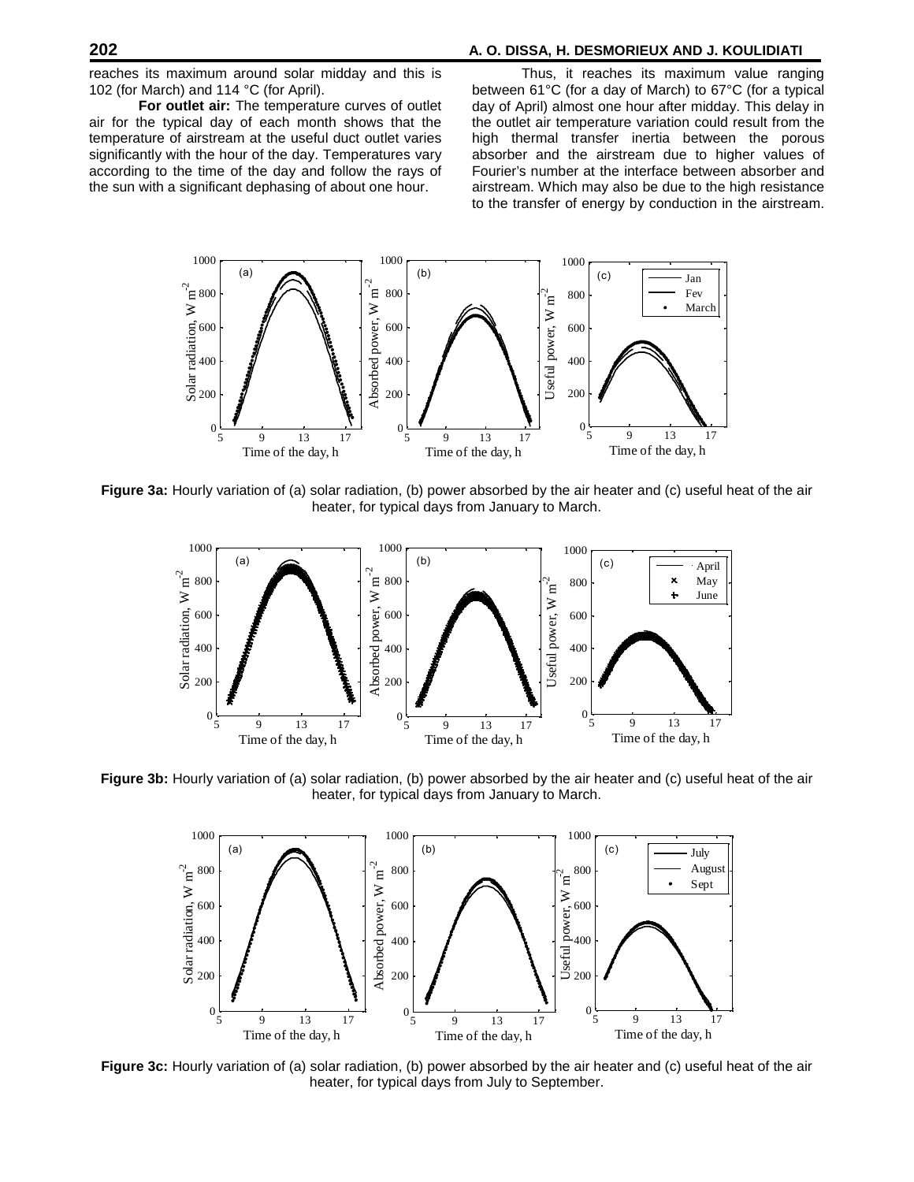reaches its maximum around solar midday and this is 102 (for March) and 114 °C (for April).

**For outlet air:** The temperature curves of outlet air for the typical day of each month shows that the temperature of airstream at the useful duct outlet varies significantly with the hour of the day. Temperatures vary according to the time of the day and follow the rays of the sun with a significant dephasing of about one hour.

Thus, it reaches its maximum value ranging between 61°C (for a day of March) to 67°C (for a typical day of April) almost one hour after midday. This delay in the outlet air temperature variation could result from the high thermal transfer inertia between the porous absorber and the airstream due to higher values of Fourier's number at the interface between absorber and airstream. Which may also be due to the high resistance to the transfer of energy by conduction in the airstream.

**Figure 3a:** Hourly variation of (a) solar radiation, (b) power absorbed by the air heater and (c) useful heat of the air heater, for typical days from January to March.

**Figure 3b:** Hourly variation of (a) solar radiation, (b) power absorbed by the air heater and (c) useful heat of the air heater, for typical days from January to March.

**Figure 3c:** Hourly variation of (a) solar radiation, (b) power absorbed by the air heater and (c) useful heat of the air heater, for typical days from July to September.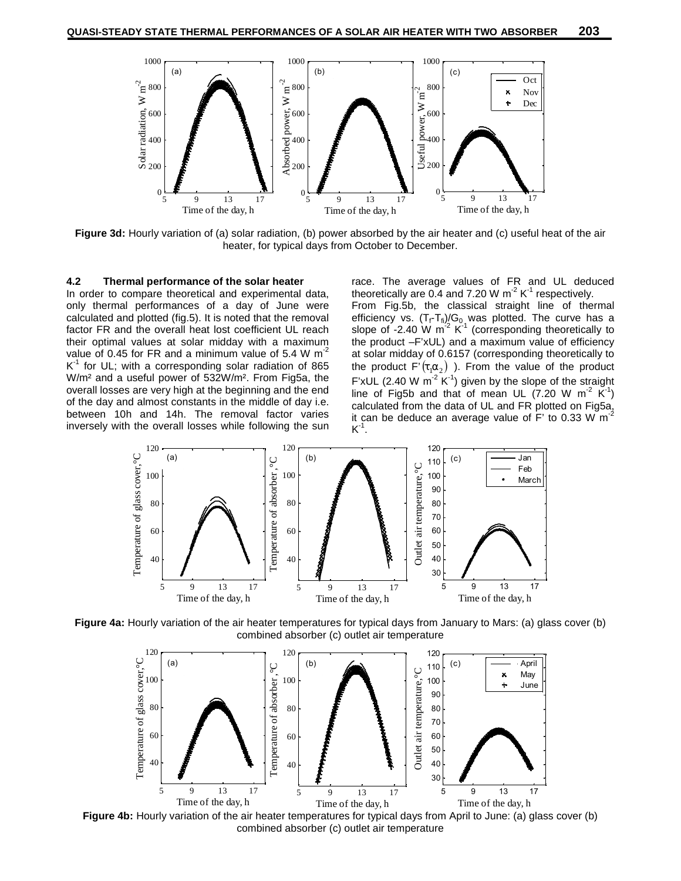**Figure 3d:** Hourly variation of (a) solar radiation, (b) power absorbed by the air heater and (c) useful heat of the air heater, for typical days from October to December.

### 4.2 Thermal performance of the solar heater

In order to compare theoretical and experimental data, only thermal performances of a day of June were calculated and plotted (fig.5). It is noted that the removal factor FR and the overall heat lost coefficient UL reach their optimal values at solar midday with a maximum value of 0.45 for FR and a minimum value of 5.4 W m$^{-2}$ K$^{-1}$ for UL; with a corresponding solar radiation of 865 W/m² and a useful power of 532W/m². From Fig5a, the overall losses are very high at the beginning and the end of the day and almost constants in the middle of day i.e. between 10h and 14h. The removal factor varies inversely with the overall losses while following the sun race. The average values of FR and UL deduced theoretically are 0.4 and 7.20 W m$^{-2}$ K$^{-1}$ respectively.

From Fig.5b, the classical straight line of thermal efficiency vs. $(T_f\text{-}T_{fi})/G_0$ was plotted. The curve has a slope of -2.40 W m$^{-2}$ K$^{-1}$ (corresponding theoretically to the product –F'xUL) and a maximum value of efficiency at solar midday of 0.6157 (corresponding theoretically to the product $F'(\tau_1\alpha_2)$ ). From the value of the product F'xUL (2.40 W m$^{-2}$ K$^{-1}$) given by the slope of the straight line of Fig5b and that of mean UL (7.20 W m$^{-2}$ K$^{-1}$) calculated from the data of UL and FR plotted on Fig5a, it can be deduce an average value of F' to 0.33 W m$^{-2}$ K$^{-1}$.

**Figure 4a:** Hourly variation of the air heater temperatures for typical days from January to Mars: (a) glass cover (b) combined absorber (c) outlet air temperature

**Figure 4b:** Hourly variation of the air heater temperatures for typical days from April to June: (a) glass cover (b) combined absorber (c) outlet air temperature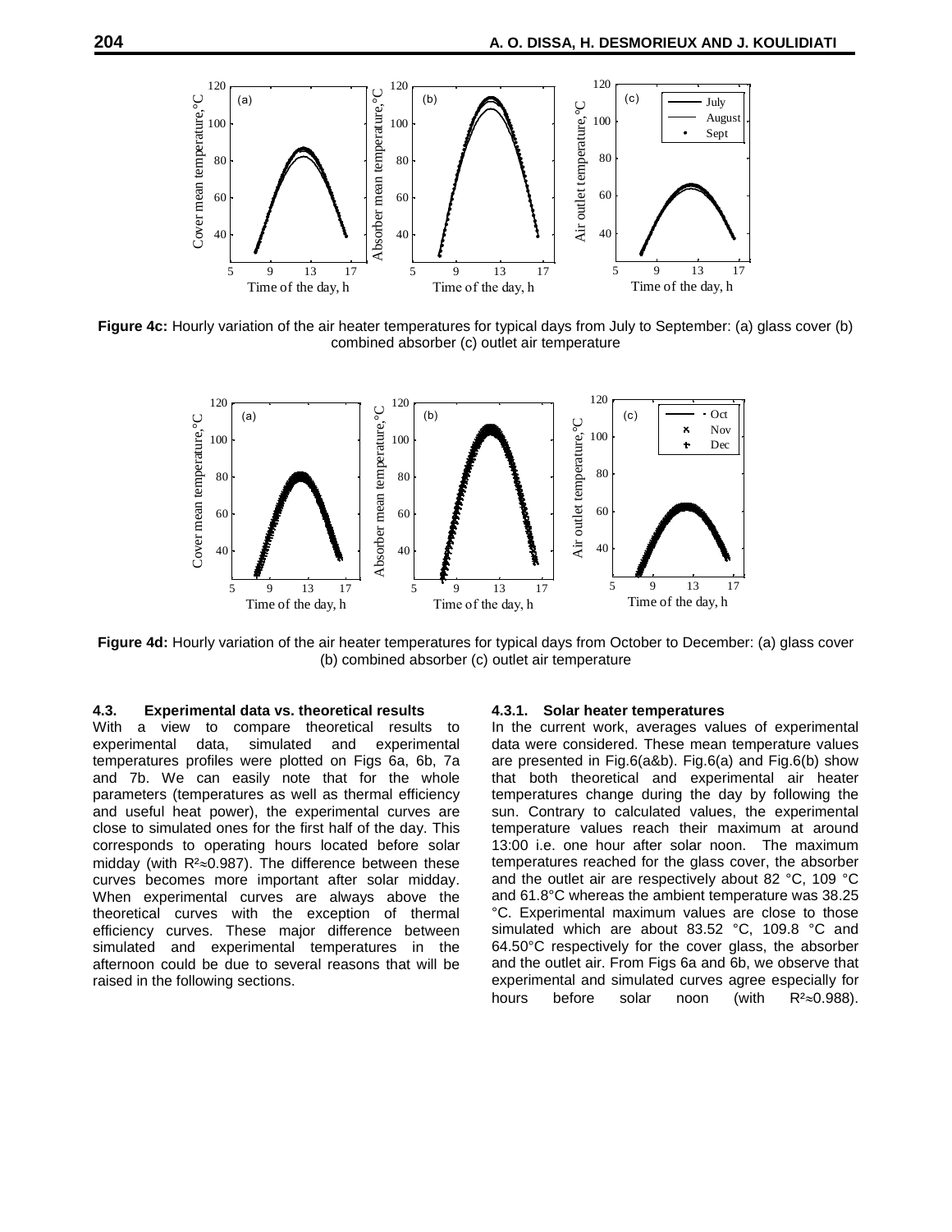**Figure 4c:** Hourly variation of the air heater temperatures for typical days from July to September: (a) glass cover (b) combined absorber (c) outlet air temperature

**Figure 4d:** Hourly variation of the air heater temperatures for typical days from October to December: (a) glass cover (b) combined absorber (c) outlet air temperature

### 4.3. Experimental data vs. theoretical results

With a view to compare theoretical results to experimental data, simulated and experimental temperatures profiles were plotted on Figs 6a, 6b, 7a and 7b. We can easily note that for the whole parameters (temperatures as well as thermal efficiency and useful heat power), the experimental curves are close to simulated ones for the first half of the day. This corresponds to operating hours located before solar midday (with $R^2 \approx 0.987$). The difference between these curves becomes more important after solar midday. When experimental curves are always above the theoretical curves with the exception of thermal efficiency curves. These major difference between simulated and experimental temperatures in the afternoon could be due to several reasons that will be raised in the following sections.

#### 4.3.1. Solar heater temperatures

In the current work, averages values of experimental data were considered. These mean temperature values are presented in Fig.6(a&b). Fig.6(a) and Fig.6(b) show that both theoretical and experimental air heater temperatures change during the day by following the sun. Contrary to calculated values, the experimental temperature values reach their maximum at around 13:00 i.e. one hour after solar noon. The maximum temperatures reached for the glass cover, the absorber and the outlet air are respectively about 82 °C, 109 °C and 61.8°C whereas the ambient temperature was 38.25 °C. Experimental maximum values are close to those simulated which are about 83.52 °C, 109.8 °C and 64.50°C respectively for the cover glass, the absorber and the outlet air. From Figs 6a and 6b, we observe that experimental and simulated curves agree especially for hours before solar noon (with $R^2 \approx 0.988$).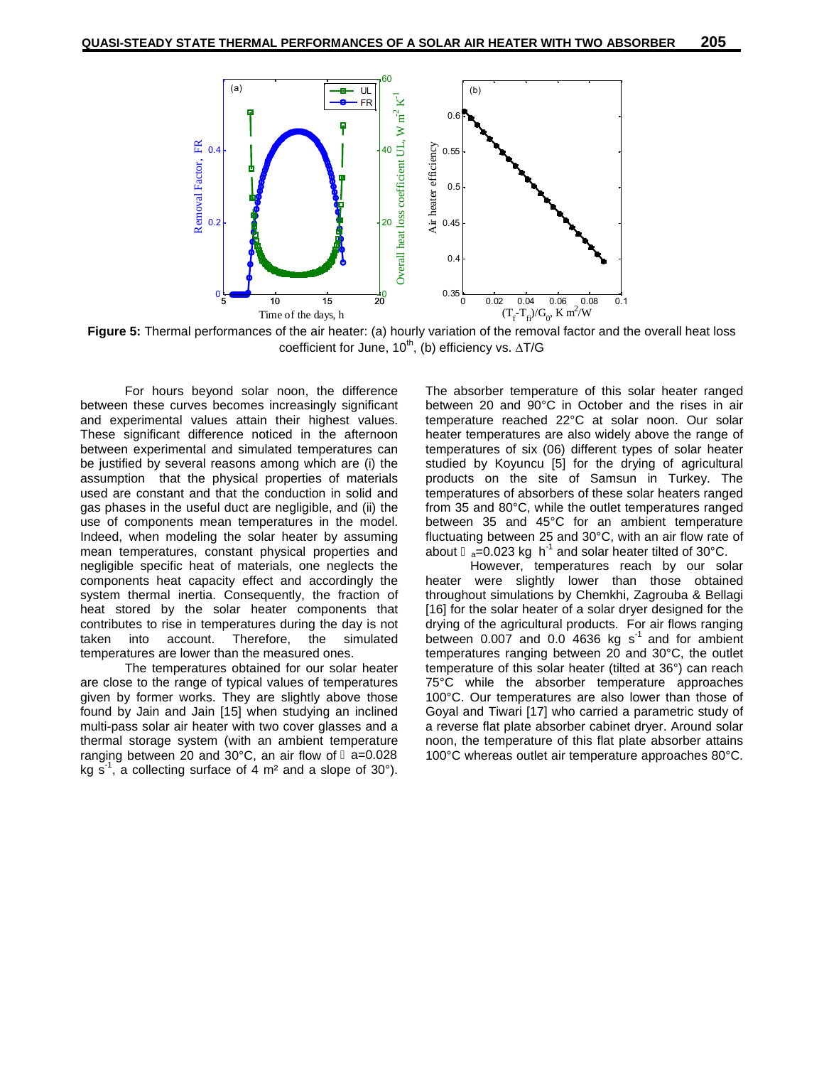**Figure 5:** Thermal performances of the air heater: (a) hourly variation of the removal factor and the overall heat loss coefficient for June, $10^{th}$, (b) efficiency vs. $\Delta T/G$

For hours beyond solar noon, the difference between these curves becomes increasingly significant and experimental values attain their highest values. These significant difference noticed in the afternoon between experimental and simulated temperatures can be justified by several reasons among which are (i) the assumption that the physical properties of materials used are constant and that the conduction in solid and gas phases in the useful duct are negligible, and (ii) the use of components mean temperatures in the model. Indeed, when modeling the solar heater by assuming mean temperatures, constant physical properties and negligible specific heat of materials, one neglects the components heat capacity effect and accordingly the system thermal inertia. Consequently, the fraction of heat stored by the solar heater components that contributes to rise in temperatures during the day is not taken into account. Therefore, the simulated temperatures are lower than the measured ones.

The temperatures obtained for our solar heater are close to the range of typical values of temperatures given by former works. They are slightly above those found by Jain and Jain [15] when studying an inclined multi-pass solar air heater with two cover glasses and a thermal storage system (with an ambient temperature ranging between 20 and 30°C, an air flow of $\dot{m}_a$=0.028 kg $s^{-1}$, a collecting surface of 4 m² and a slope of 30°). The absorber temperature of this solar heater ranged between 20 and 90°C in October and the rises in air temperature reached 22°C at solar noon. Our solar heater temperatures are also widely above the range of temperatures of six (06) different types of solar heater studied by Koyuncu [5] for the drying of agricultural products on the site of Samsun in Turkey. The temperatures of absorbers of these solar heaters ranged from 35 and 80°C, while the outlet temperatures ranged between 35 and 45°C for an ambient temperature fluctuating between 25 and 30°C, with an air flow rate of about $\dot{m}_a$=0.023 kg $h^{-1}$ and solar heater tilted of 30°C.

However, temperatures reach by our solar heater were slightly lower than those obtained throughout simulations by Chemkhi, Zagrouba & Bellagi [16] for the solar heater of a solar dryer designed for the drying of the agricultural products. For air flows ranging between 0.007 and 0.0 4636 kg $s^{-1}$ and for ambient temperatures ranging between 20 and 30°C, the outlet temperature of this solar heater (tilted at 36°) can reach 75°C while the absorber temperature approaches 100°C. Our temperatures are also lower than those of Goyal and Tiwari [17] who carried a parametric study of a reverse flat plate absorber cabinet dryer. Around solar noon, the temperature of this flat plate absorber attains 100°C whereas outlet air temperature approaches 80°C.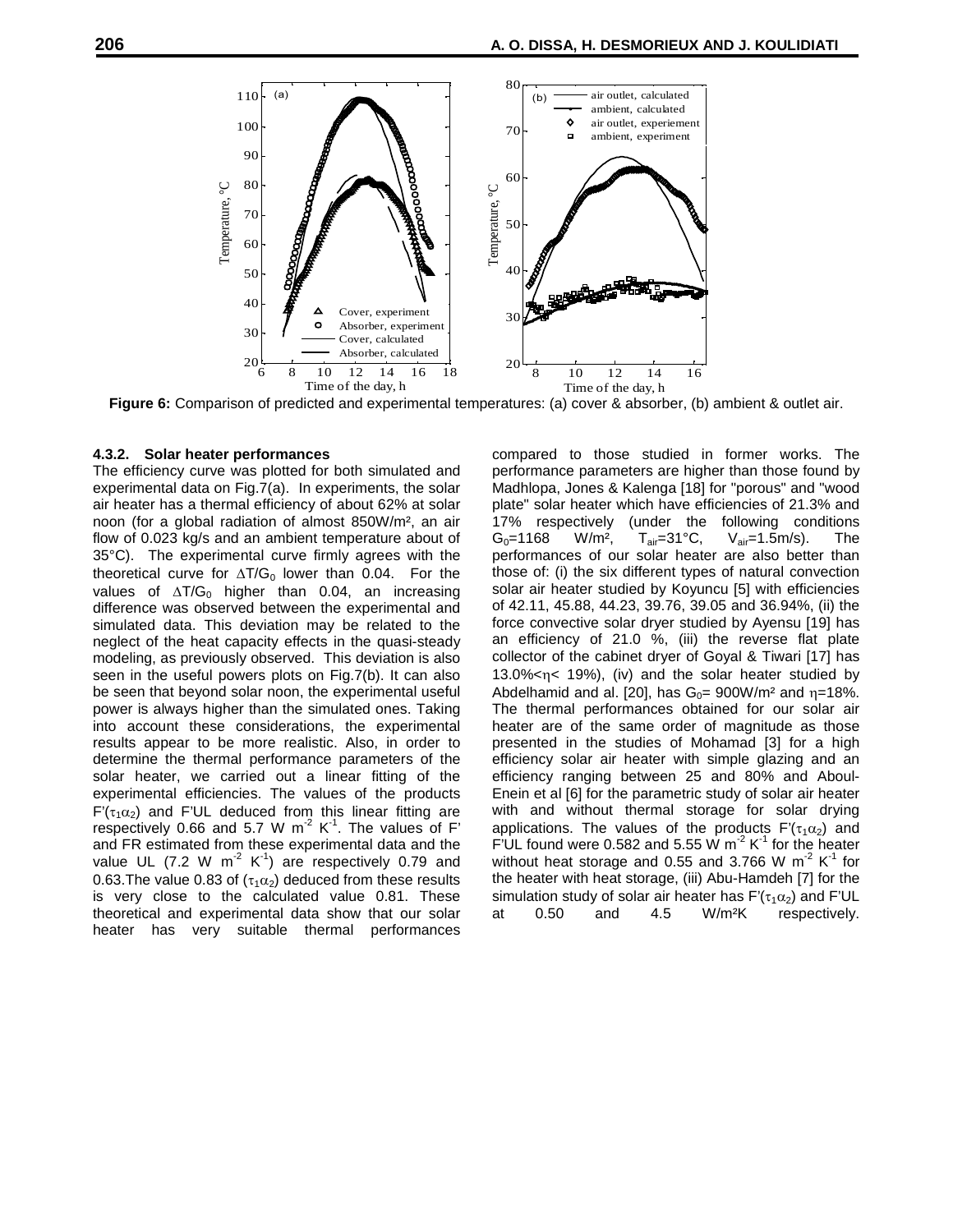Figure 6: Comparison of predicted and experimental temperatures: (a) cover & absorber, (b) ambient & outlet air.

#### 4.3.2. Solar heater performances

The efficiency curve was plotted for both simulated and experimental data on Fig.7(a). In experiments, the solar air heater has a thermal efficiency of about 62% at solar noon (for a global radiation of almost 850W/m², an air flow of 0.023 kg/s and an ambient temperature about of 35°C). The experimental curve firmly agrees with the theoretical curve for $\Delta T/G_0$ lower than 0.04. For the values of $\Delta T/G_0$ higher than 0.04, an increasing difference was observed between the experimental and simulated data. This deviation may be related to the neglect of the heat capacity effects in the quasi-steady modeling, as previously observed. This deviation is also seen in the useful powers plots on Fig.7(b). It can also be seen that beyond solar noon, the experimental useful power is always higher than the simulated ones. Taking into account these considerations, the experimental results appear to be more realistic. Also, in order to determine the thermal performance parameters of the solar heater, we carried out a linear fitting of the experimental efficiencies. The values of the products $F'(\tau_1\alpha_2)$ and F'UL deduced from this linear fitting are respectively 0.66 and 5.7 W $m^{-2}$ $K^{-1}$. The values of F' and FR estimated from these experimental data and the value UL (7.2 W $m^{-2}$ $K^{-1}$) are respectively 0.79 and 0.63.The value 0.83 of $(\tau_1\alpha_2)$ deduced from these results is very close to the calculated value 0.81. These theoretical and experimental data show that our solar heater has very suitable thermal performances compared to those studied in former works. The performance parameters are higher than those found by Madhlopa, Jones & Kalenga [18] for "porous" and "wood plate" solar heater which have efficiencies of 21.3% and 17% respectively (under the following conditions $G_0$=1168 W/m², $T_{air}$=31°C, $V_{air}$=1.5m/s). The performances of our solar heater are also better than those of: (i) the six different types of natural convection solar air heater studied by Koyuncu [5] with efficiencies of 42.11, 45.88, 44.23, 39.76, 39.05 and 36.94%, (ii) the force convective solar dryer studied by Ayensu [19] has an efficiency of 21.0 %, (iii) the reverse flat plate collector of the cabinet dryer of Goyal & Tiwari [17] has 13.0%<$\eta$< 19%), (iv) and the solar heater studied by Abdelhamid and al. [20], has $G_0$= 900W/m² and $\eta$=18%. The thermal performances obtained for our solar air heater are of the same order of magnitude as those presented in the studies of Mohamad [3] for a high efficiency solar air heater with simple glazing and an efficiency ranging between 25 and 80% and Aboul-Enein et al [6] for the parametric study of solar air heater with and without thermal storage for solar drying applications. The values of the products $F'(\tau_1\alpha_2)$ and F'UL found were 0.582 and 5.55 W $m^{-2}$ $K^{-1}$ for the heater without heat storage and 0.55 and 3.766 W $m^{-2}$ $K^{-1}$ for the heater with heat storage, (iii) Abu-Hamdeh [7] for the simulation study of solar air heater has $F'(\tau_1\alpha_2)$ and F'UL at 0.50 and 4.5 W/m²K respectively.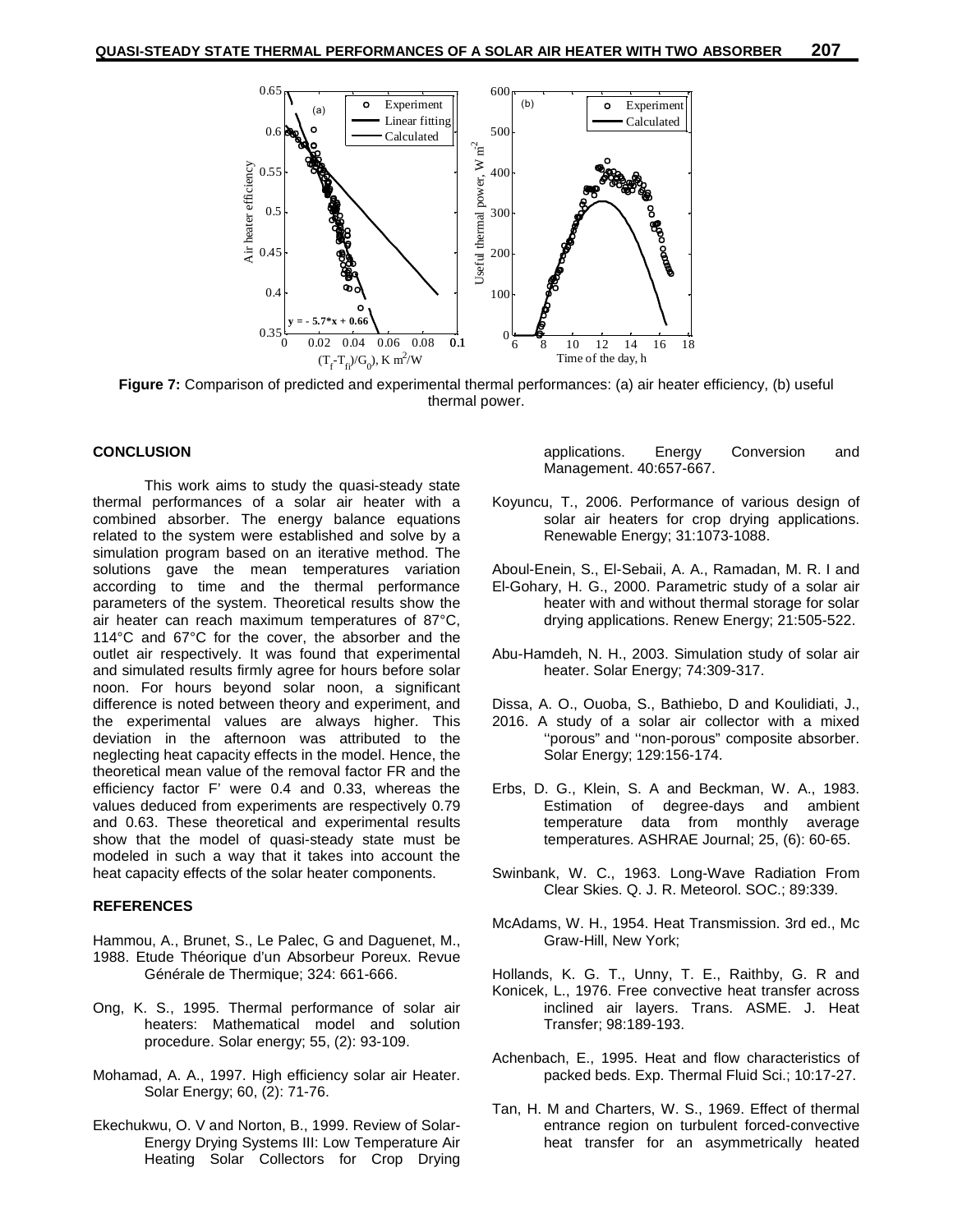Figure 7: Comparison of predicted and experimental thermal performances: (a) air heater efficiency, (b) useful thermal power.

## CONCLUSION

This work aims to study the quasi-steady state thermal performances of a solar air heater with a combined absorber. The energy balance equations related to the system were established and solve by a simulation program based on an iterative method. The solutions gave the mean temperatures variation according to time and the thermal performance parameters of the system. Theoretical results show the air heater can reach maximum temperatures of 87°C, 114°C and 67°C for the cover, the absorber and the outlet air respectively. It was found that experimental and simulated results firmly agree for hours before solar noon. For hours beyond solar noon, a significant difference is noted between theory and experiment, and the experimental values are always higher. This deviation in the afternoon was attributed to the neglecting heat capacity effects in the model. Hence, the theoretical mean value of the removal factor FR and the efficiency factor F' were 0.4 and 0.33, whereas the values deduced from experiments are respectively 0.79 and 0.63. These theoretical and experimental results show that the model of quasi-steady state must be modeled in such a way that it takes into account the heat capacity effects of the solar heater components.

## REFERENCES

Hammou, A., Brunet, S., Le Palec, G and Daguenet, M., 1988. Etude Théorique d'un Absorbeur Poreux. Revue Générale de Thermique; 324: 661-666.

Ong, K. S., 1995. Thermal performance of solar air heaters: Mathematical model and solution procedure. Solar energy; 55, (2): 93-109.

Mohamad, A. A., 1997. High efficiency solar air Heater. Solar Energy; 60, (2): 71-76.

Ekechukwu, O. V and Norton, B., 1999. Review of Solar-Energy Drying Systems III: Low Temperature Air Heating Solar Collectors for Crop Drying applications. Energy Conversion and Management. 40:657-667.

Koyuncu, T., 2006. Performance of various design of solar air heaters for crop drying applications. Renewable Energy; 31:1073-1088.

Aboul-Enein, S., El-Sebaii, A. A., Ramadan, M. R. I and El-Gohary, H. G., 2000. Parametric study of a solar air heater with and without thermal storage for solar drying applications. Renew Energy; 21:505-522.

Abu-Hamdeh, N. H., 2003. Simulation study of solar air heater. Solar Energy; 74:309-317.

Dissa, A. O., Ouoba, S., Bathiebo, D and Koulidiati, J., 2016. A study of a solar air collector with a mixed ''porous" and ''non-porous" composite absorber. Solar Energy; 129:156-174.

Erbs, D. G., Klein, S. A and Beckman, W. A., 1983. Estimation of degree-days and ambient temperature data from monthly average temperatures. ASHRAE Journal; 25, (6): 60-65.

Swinbank, W. C., 1963. Long-Wave Radiation From Clear Skies. Q. J. R. Meteorol. SOC.; 89:339.

McAdams, W. H., 1954. Heat Transmission. 3rd ed., Mc Graw-Hill, New York;

Hollands, K. G. T., Unny, T. E., Raithby, G. R and Konicek, L., 1976. Free convective heat transfer across inclined air layers. Trans. ASME. J. Heat Transfer; 98:189-193.

Achenbach, E., 1995. Heat and flow characteristics of packed beds. Exp. Thermal Fluid Sci.; 10:17-27.

Tan, H. M and Charters, W. S., 1969. Effect of thermal entrance region on turbulent forced-convective heat transfer for an asymmetrically heated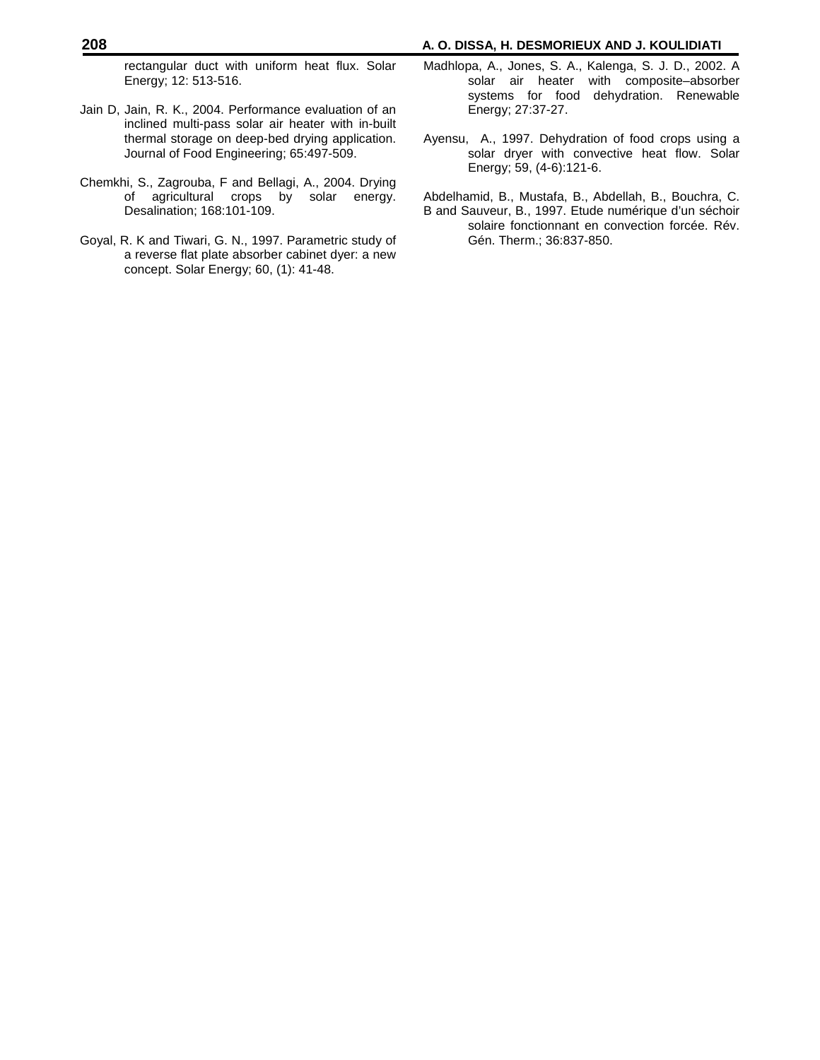rectangular duct with uniform heat flux. Solar Energy; 12: 513-516.

Jain D, Jain, R. K., 2004. Performance evaluation of an inclined multi-pass solar air heater with in-built thermal storage on deep-bed drying application. Journal of Food Engineering; 65:497-509.

Chemkhi, S., Zagrouba, F and Bellagi, A., 2004. Drying of agricultural crops by solar energy. Desalination; 168:101-109.

Goyal, R. K and Tiwari, G. N., 1997. Parametric study of a reverse flat plate absorber cabinet dyer: a new concept. Solar Energy; 60, (1): 41-48.

Madhlopa, A., Jones, S. A., Kalenga, S. J. D., 2002. A solar air heater with composite–absorber systems for food dehydration. Renewable Energy; 27:37-27.

Ayensu, A., 1997. Dehydration of food crops using a solar dryer with convective heat flow. Solar Energy; 59, (4-6):121-6.

Abdelhamid, B., Mustafa, B., Abdellah, B., Bouchra, C. B and Sauveur, B., 1997. Etude numérique d'un séchoir solaire fonctionnant en convection forcée. Rév. Gén. Therm.; 36:837-850.